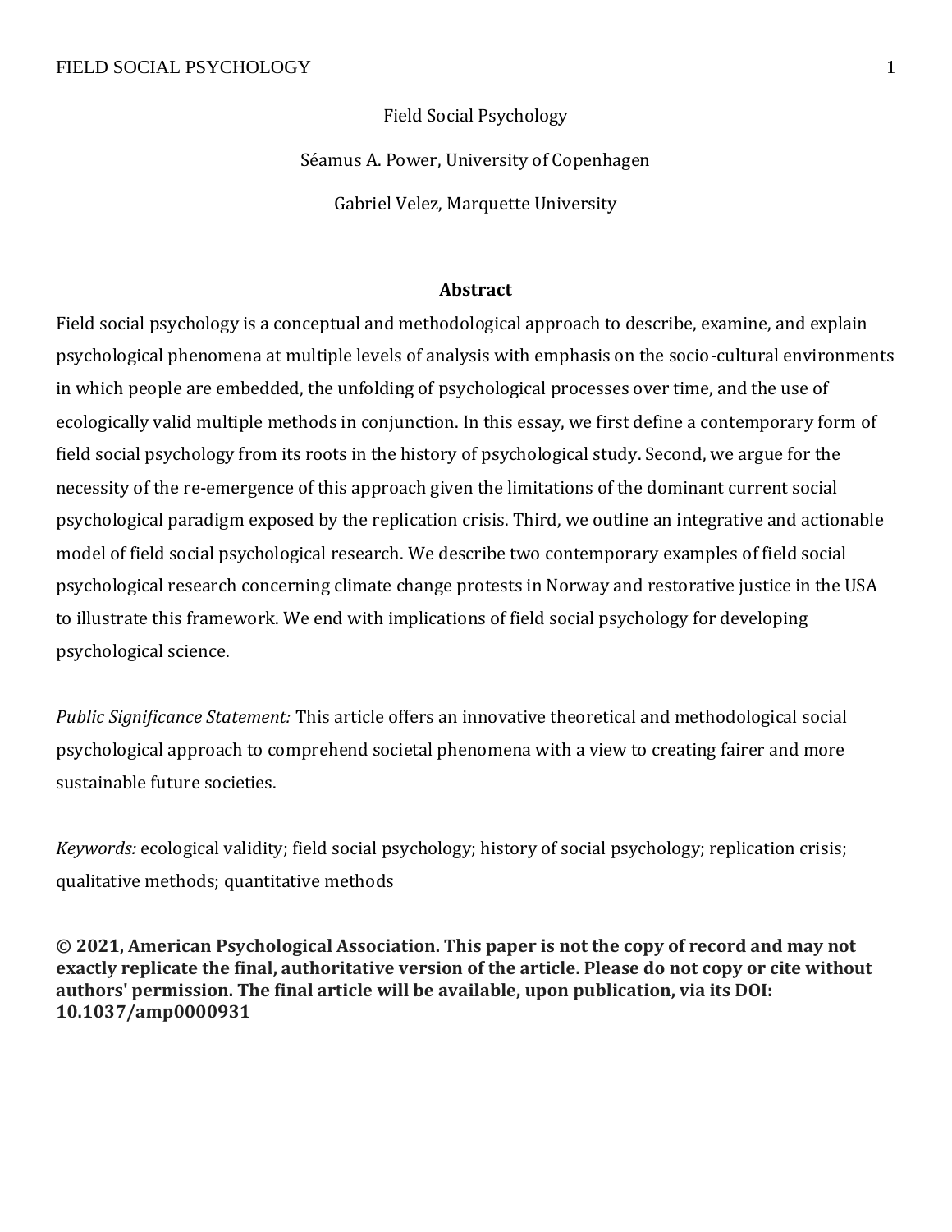# Field Social Psychology

Séamus A. Power, University of Copenhagen

Gabriel Velez, Marquette University

## Abstract

Field social psychology is a conceptual and methodological approach to describe, examine, and explain psychological phenomena at multiple levels of analysis with emphasis on the socio-cultural environments in which people are embedded, the unfolding of psychological processes over time, and the use of ecologically valid multiple methods in conjunction. In this essay, we first define a contemporary form of field social psychology from its roots in the history of psychological study. Second, we argue for the necessity of the re-emergence of this approach given the limitations of the dominant current social psychological paradigm exposed by the replication crisis. Third, we outline an integrative and actionable model of field social psychological research. We describe two contemporary examples of field social psychological research concerning climate change protests in Norway and restorative justice in the USA to illustrate this framework. We end with implications of field social psychology for developing psychological science.

*Public Significance Statement:* This article offers an innovative theoretical and methodological social psychological approach to comprehend societal phenomena with a view to creating fairer and more sustainable future societies.

*Keywords:* ecological validity; field social psychology; history of social psychology; replication crisis; qualitative methods; quantitative methods

**© 2021, American Psychological Association. This paper is not the copy of record and may not exactly replicate the final, authoritative version of the article. Please do not copy or cite without authors' permission. The final article will be available, upon publication, via its DOI: 10.1037/amp0000931**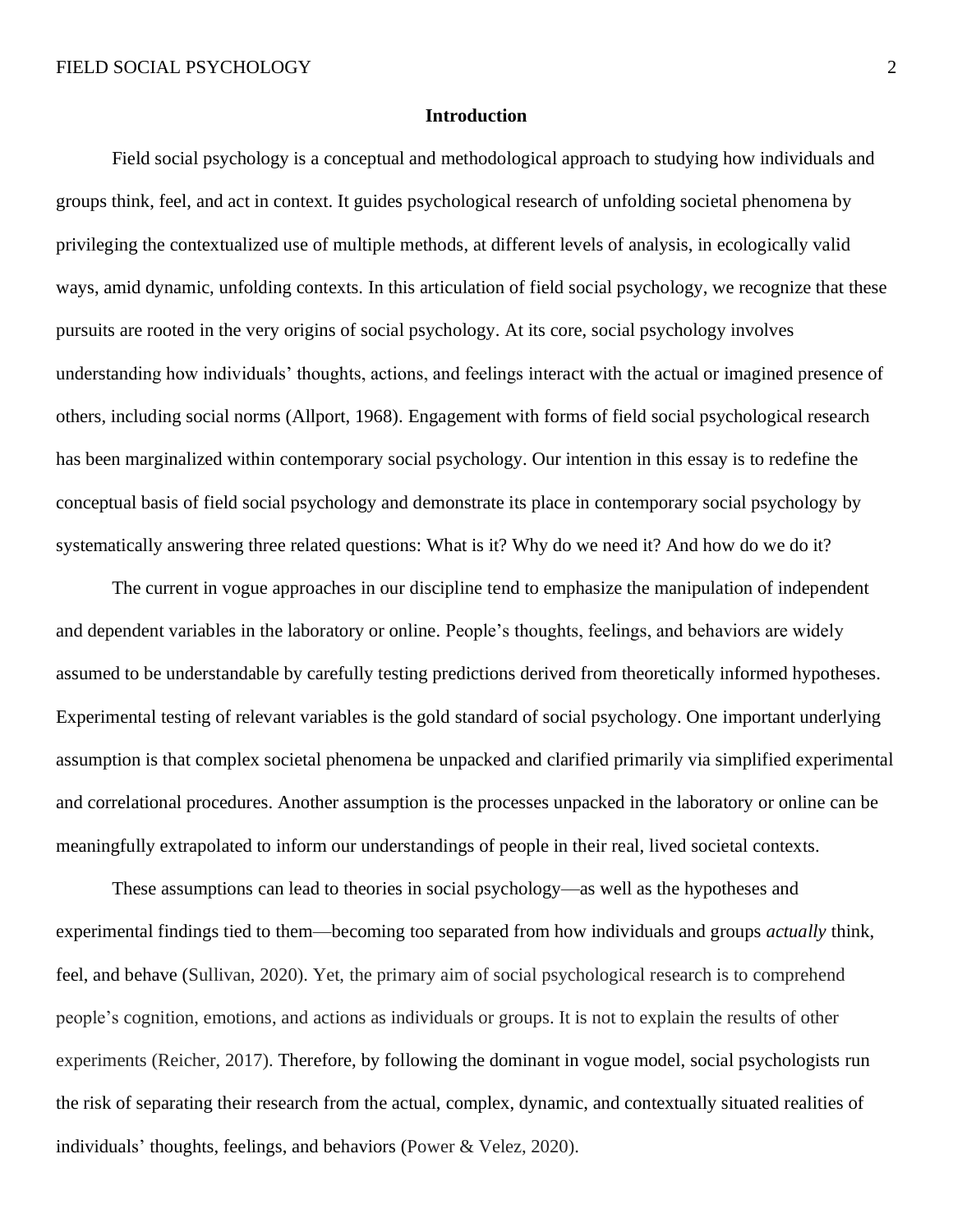## Introduction

Field social psychology is a conceptual and methodological approach to studying how individuals and groups think, feel, and act in context. It guides psychological research of unfolding societal phenomena by privileging the contextualized use of multiple methods, at different levels of analysis, in ecologically valid ways, amid dynamic, unfolding contexts. In this articulation of field social psychology, we recognize that these pursuits are rooted in the very origins of social psychology. At its core, social psychology involves understanding how individuals' thoughts, actions, and feelings interact with the actual or imagined presence of others, including social norms (Allport, 1968). Engagement with forms of field social psychological research has been marginalized within contemporary social psychology. Our intention in this essay is to redefine the conceptual basis of field social psychology and demonstrate its place in contemporary social psychology by systematically answering three related questions: What is it? Why do we need it? And how do we do it?

The current in vogue approaches in our discipline tend to emphasize the manipulation of independent and dependent variables in the laboratory or online. People's thoughts, feelings, and behaviors are widely assumed to be understandable by carefully testing predictions derived from theoretically informed hypotheses. Experimental testing of relevant variables is the gold standard of social psychology. One important underlying assumption is that complex societal phenomena be unpacked and clarified primarily via simplified experimental and correlational procedures. Another assumption is the processes unpacked in the laboratory or online can be meaningfully extrapolated to inform our understandings of people in their real, lived societal contexts.

These assumptions can lead to theories in social psychology—as well as the hypotheses and experimental findings tied to them—becoming too separated from how individuals and groups *actually* think, feel, and behave (Sullivan, 2020). Yet, the primary aim of social psychological research is to comprehend people's cognition, emotions, and actions as individuals or groups. It is not to explain the results of other experiments (Reicher, 2017). Therefore, by following the dominant in vogue model, social psychologists run the risk of separating their research from the actual, complex, dynamic, and contextually situated realities of individuals' thoughts, feelings, and behaviors (Power & Velez, 2020).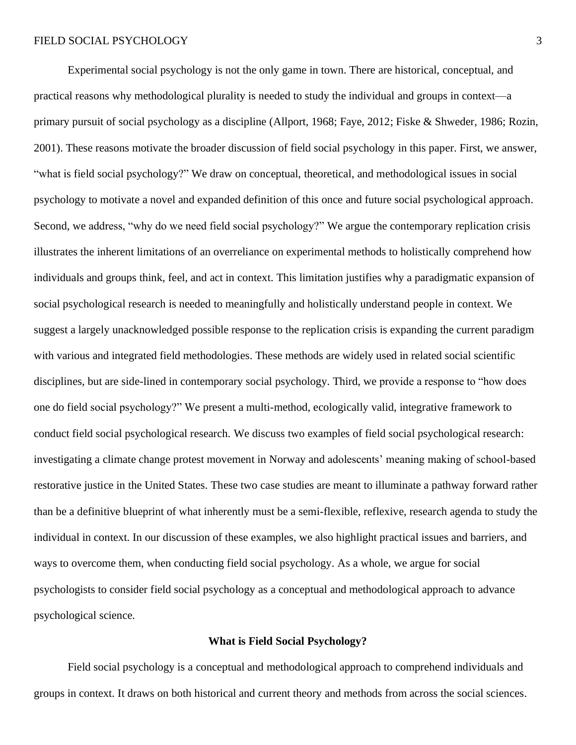Experimental social psychology is not the only game in town. There are historical, conceptual, and practical reasons why methodological plurality is needed to study the individual and groups in context—a primary pursuit of social psychology as a discipline (Allport, 1968; Faye, 2012; Fiske & Shweder, 1986; Rozin, 2001). These reasons motivate the broader discussion of field social psychology in this paper. First, we answer, "what is field social psychology?" We draw on conceptual, theoretical, and methodological issues in social psychology to motivate a novel and expanded definition of this once and future social psychological approach. Second, we address, "why do we need field social psychology?" We argue the contemporary replication crisis illustrates the inherent limitations of an overreliance on experimental methods to holistically comprehend how individuals and groups think, feel, and act in context. This limitation justifies why a paradigmatic expansion of social psychological research is needed to meaningfully and holistically understand people in context. We suggest a largely unacknowledged possible response to the replication crisis is expanding the current paradigm with various and integrated field methodologies. These methods are widely used in related social scientific disciplines, but are side-lined in contemporary social psychology. Third, we provide a response to "how does one do field social psychology?" We present a multi-method, ecologically valid, integrative framework to conduct field social psychological research. We discuss two examples of field social psychological research: investigating a climate change protest movement in Norway and adolescents' meaning making of school-based restorative justice in the United States. These two case studies are meant to illuminate a pathway forward rather than be a definitive blueprint of what inherently must be a semi-flexible, reflexive, research agenda to study the individual in context. In our discussion of these examples, we also highlight practical issues and barriers, and ways to overcome them, when conducting field social psychology. As a whole, we argue for social psychologists to consider field social psychology as a conceptual and methodological approach to advance psychological science.

## What is Field Social Psychology?

Field social psychology is a conceptual and methodological approach to comprehend individuals and groups in context. It draws on both historical and current theory and methods from across the social sciences.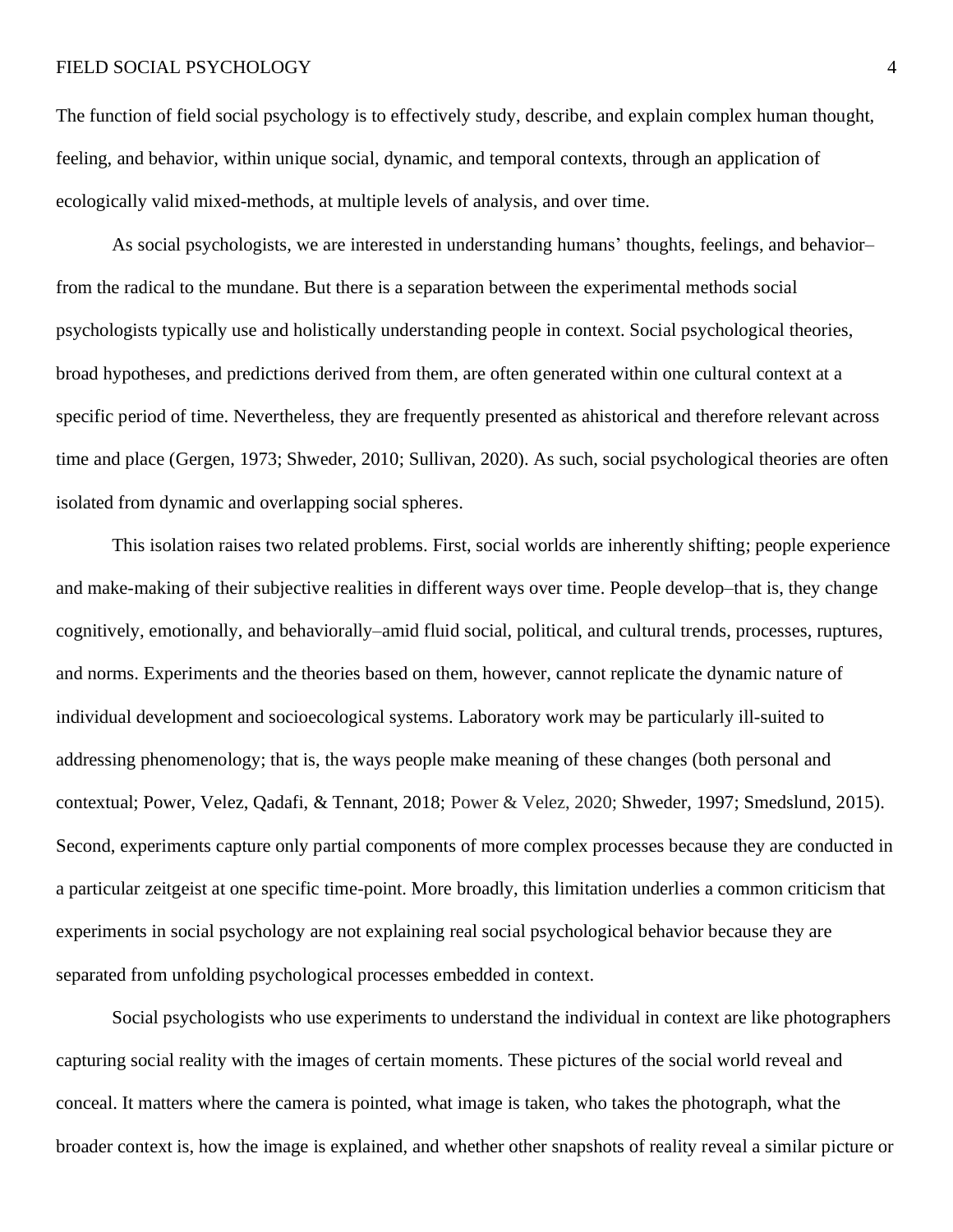The function of field social psychology is to effectively study, describe, and explain complex human thought, feeling, and behavior, within unique social, dynamic, and temporal contexts, through an application of ecologically valid mixed-methods, at multiple levels of analysis, and over time.

As social psychologists, we are interested in understanding humans' thoughts, feelings, and behavior–from the radical to the mundane. But there is a separation between the experimental methods social psychologists typically use and holistically understanding people in context. Social psychological theories, broad hypotheses, and predictions derived from them, are often generated within one cultural context at a specific period of time. Nevertheless, they are frequently presented as ahistorical and therefore relevant across time and place (Gergen, 1973; Shweder, 2010; Sullivan, 2020). As such, social psychological theories are often isolated from dynamic and overlapping social spheres.

This isolation raises two related problems. First, social worlds are inherently shifting; people experience and make-making of their subjective realities in different ways over time. People develop–that is, they change cognitively, emotionally, and behaviorally–amid fluid social, political, and cultural trends, processes, ruptures, and norms. Experiments and the theories based on them, however, cannot replicate the dynamic nature of individual development and socioecological systems. Laboratory work may be particularly ill-suited to addressing phenomenology; that is, the ways people make meaning of these changes (both personal and contextual; Power, Velez, Qadafi, & Tennant, 2018; Power & Velez, 2020; Shweder, 1997; Smedslund, 2015). Second, experiments capture only partial components of more complex processes because they are conducted in a particular zeitgeist at one specific time-point. More broadly, this limitation underlies a common criticism that experiments in social psychology are not explaining real social psychological behavior because they are separated from unfolding psychological processes embedded in context.

Social psychologists who use experiments to understand the individual in context are like photographers capturing social reality with the images of certain moments. These pictures of the social world reveal and conceal. It matters where the camera is pointed, what image is taken, who takes the photograph, what the broader context is, how the image is explained, and whether other snapshots of reality reveal a similar picture or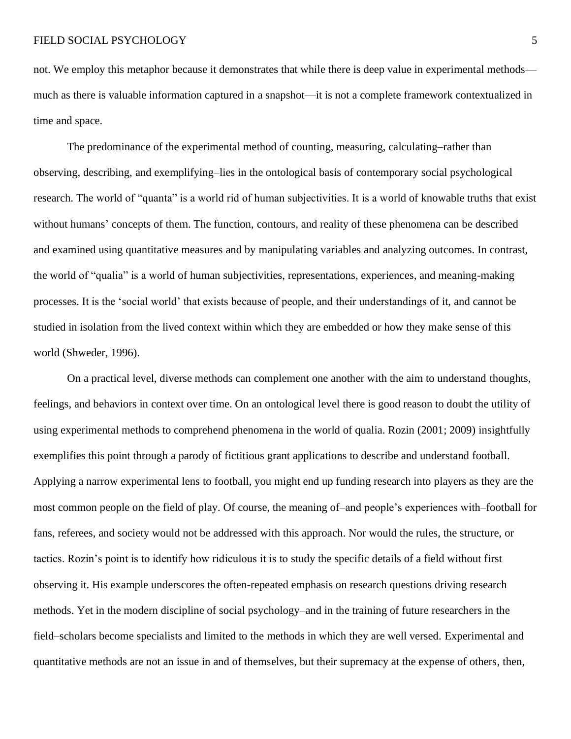not. We employ this metaphor because it demonstrates that while there is deep value in experimental methods—much as there is valuable information captured in a snapshot—it is not a complete framework contextualized in time and space.

The predominance of the experimental method of counting, measuring, calculating–rather than observing, describing, and exemplifying–lies in the ontological basis of contemporary social psychological research. The world of "quanta" is a world rid of human subjectivities. It is a world of knowable truths that exist without humans' concepts of them. The function, contours, and reality of these phenomena can be described and examined using quantitative measures and by manipulating variables and analyzing outcomes. In contrast, the world of "qualia" is a world of human subjectivities, representations, experiences, and meaning-making processes. It is the 'social world' that exists because of people, and their understandings of it, and cannot be studied in isolation from the lived context within which they are embedded or how they make sense of this world (Shweder, 1996).

On a practical level, diverse methods can complement one another with the aim to understand thoughts, feelings, and behaviors in context over time. On an ontological level there is good reason to doubt the utility of using experimental methods to comprehend phenomena in the world of qualia. Rozin (2001; 2009) insightfully exemplifies this point through a parody of fictitious grant applications to describe and understand football. Applying a narrow experimental lens to football, you might end up funding research into players as they are the most common people on the field of play. Of course, the meaning of–and people's experiences with–football for fans, referees, and society would not be addressed with this approach. Nor would the rules, the structure, or tactics. Rozin's point is to identify how ridiculous it is to study the specific details of a field without first observing it. His example underscores the often-repeated emphasis on research questions driving research methods. Yet in the modern discipline of social psychology–and in the training of future researchers in the field–scholars become specialists and limited to the methods in which they are well versed. Experimental and quantitative methods are not an issue in and of themselves, but their supremacy at the expense of others, then,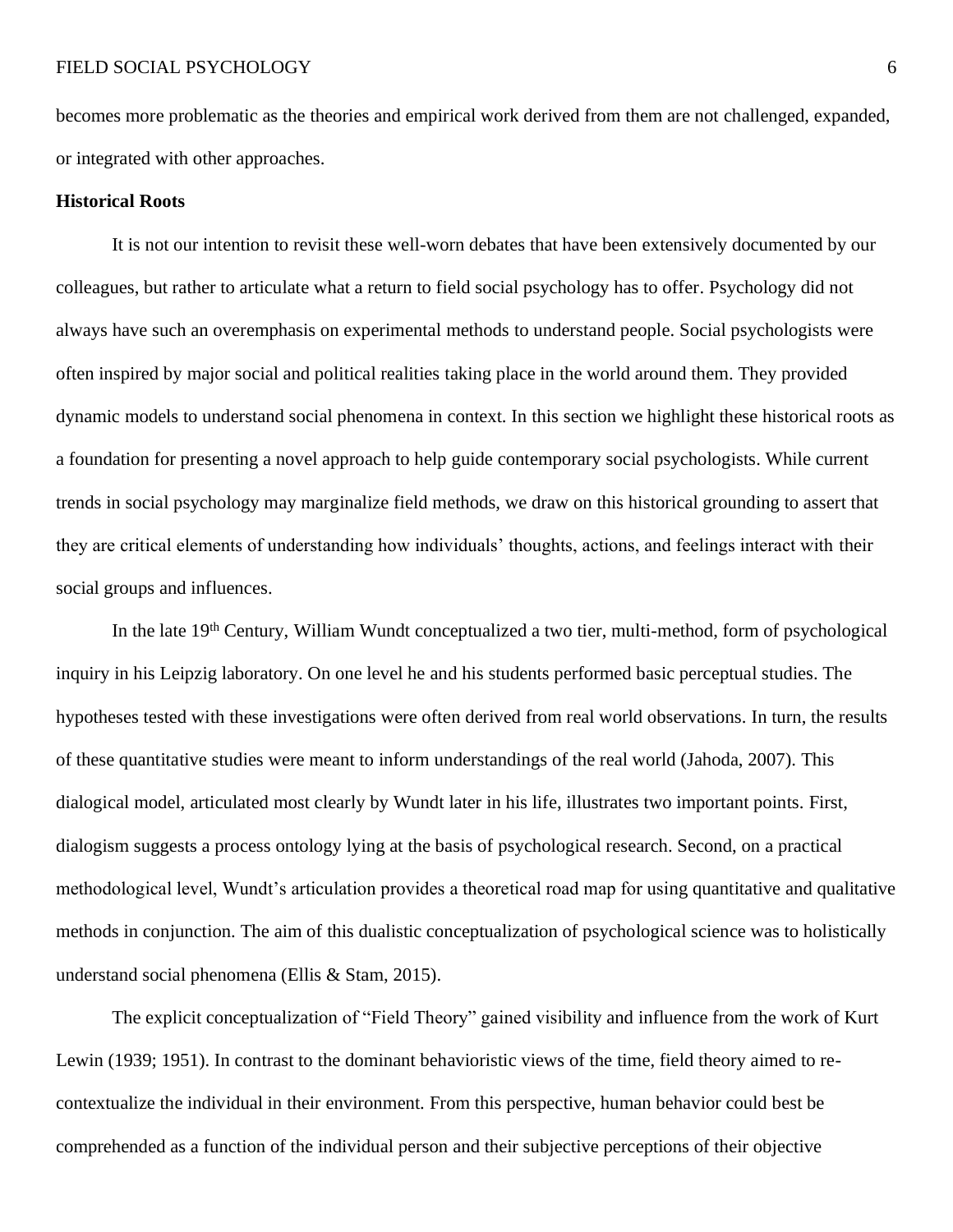becomes more problematic as the theories and empirical work derived from them are not challenged, expanded, or integrated with other approaches.

**Historical Roots**

It is not our intention to revisit these well-worn debates that have been extensively documented by our colleagues, but rather to articulate what a return to field social psychology has to offer. Psychology did not always have such an overemphasis on experimental methods to understand people. Social psychologists were often inspired by major social and political realities taking place in the world around them. They provided dynamic models to understand social phenomena in context. In this section we highlight these historical roots as a foundation for presenting a novel approach to help guide contemporary social psychologists. While current trends in social psychology may marginalize field methods, we draw on this historical grounding to assert that they are critical elements of understanding how individuals' thoughts, actions, and feelings interact with their social groups and influences.

In the late 19th Century, William Wundt conceptualized a two tier, multi-method, form of psychological inquiry in his Leipzig laboratory. On one level he and his students performed basic perceptual studies. The hypotheses tested with these investigations were often derived from real world observations. In turn, the results of these quantitative studies were meant to inform understandings of the real world (Jahoda, 2007). This dialogical model, articulated most clearly by Wundt later in his life, illustrates two important points. First, dialogism suggests a process ontology lying at the basis of psychological research. Second, on a practical methodological level, Wundt's articulation provides a theoretical road map for using quantitative and qualitative methods in conjunction. The aim of this dualistic conceptualization of psychological science was to holistically understand social phenomena (Ellis & Stam, 2015).

The explicit conceptualization of "Field Theory" gained visibility and influence from the work of Kurt Lewin (1939; 1951). In contrast to the dominant behavioristic views of the time, field theory aimed to re-contextualize the individual in their environment. From this perspective, human behavior could best be comprehended as a function of the individual person and their subjective perceptions of their objective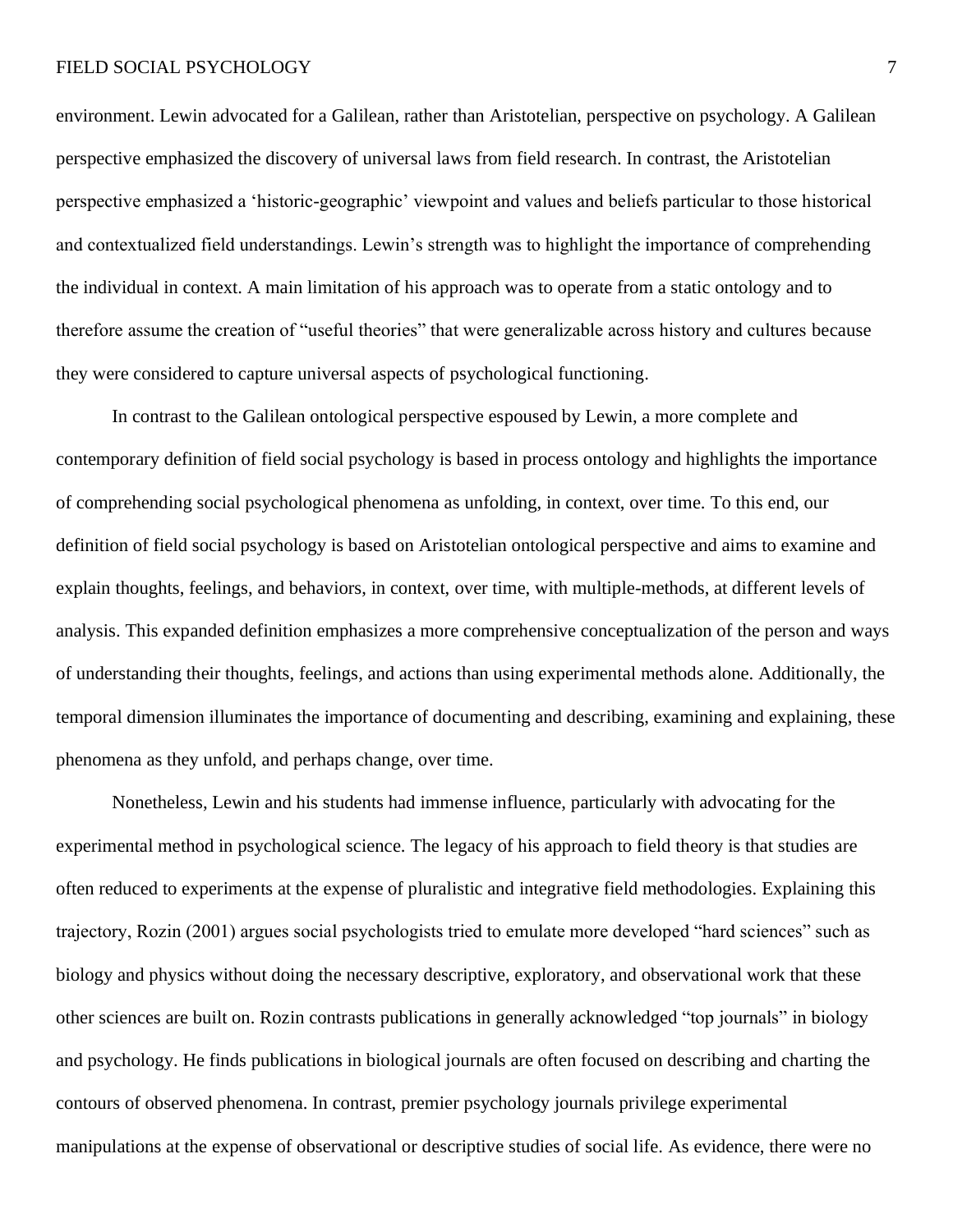environment. Lewin advocated for a Galilean, rather than Aristotelian, perspective on psychology. A Galilean perspective emphasized the discovery of universal laws from field research. In contrast, the Aristotelian perspective emphasized a 'historic-geographic' viewpoint and values and beliefs particular to those historical and contextualized field understandings. Lewin's strength was to highlight the importance of comprehending the individual in context. A main limitation of his approach was to operate from a static ontology and to therefore assume the creation of "useful theories" that were generalizable across history and cultures because they were considered to capture universal aspects of psychological functioning.

In contrast to the Galilean ontological perspective espoused by Lewin, a more complete and contemporary definition of field social psychology is based in process ontology and highlights the importance of comprehending social psychological phenomena as unfolding, in context, over time. To this end, our definition of field social psychology is based on Aristotelian ontological perspective and aims to examine and explain thoughts, feelings, and behaviors, in context, over time, with multiple-methods, at different levels of analysis. This expanded definition emphasizes a more comprehensive conceptualization of the person and ways of understanding their thoughts, feelings, and actions than using experimental methods alone. Additionally, the temporal dimension illuminates the importance of documenting and describing, examining and explaining, these phenomena as they unfold, and perhaps change, over time.

Nonetheless, Lewin and his students had immense influence, particularly with advocating for the experimental method in psychological science. The legacy of his approach to field theory is that studies are often reduced to experiments at the expense of pluralistic and integrative field methodologies. Explaining this trajectory, Rozin (2001) argues social psychologists tried to emulate more developed "hard sciences" such as biology and physics without doing the necessary descriptive, exploratory, and observational work that these other sciences are built on. Rozin contrasts publications in generally acknowledged "top journals" in biology and psychology. He finds publications in biological journals are often focused on describing and charting the contours of observed phenomena. In contrast, premier psychology journals privilege experimental manipulations at the expense of observational or descriptive studies of social life. As evidence, there were no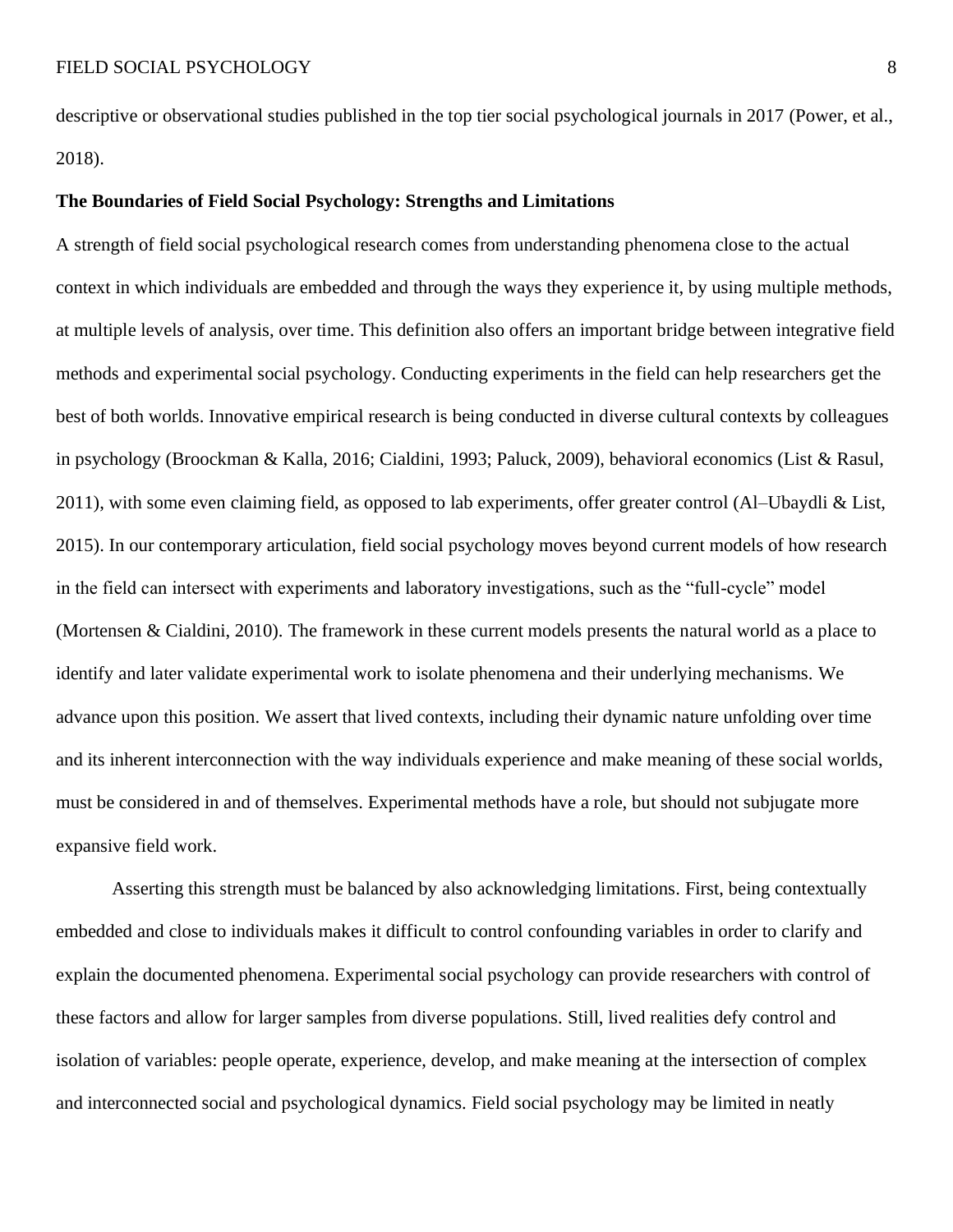descriptive or observational studies published in the top tier social psychological journals in 2017 (Power, et al., 2018).

**The Boundaries of Field Social Psychology: Strengths and Limitations**

A strength of field social psychological research comes from understanding phenomena close to the actual context in which individuals are embedded and through the ways they experience it, by using multiple methods, at multiple levels of analysis, over time. This definition also offers an important bridge between integrative field methods and experimental social psychology. Conducting experiments in the field can help researchers get the best of both worlds. Innovative empirical research is being conducted in diverse cultural contexts by colleagues in psychology (Broockman & Kalla, 2016; Cialdini, 1993; Paluck, 2009), behavioral economics (List & Rasul, 2011), with some even claiming field, as opposed to lab experiments, offer greater control (Al–Ubaydli & List, 2015). In our contemporary articulation, field social psychology moves beyond current models of how research in the field can intersect with experiments and laboratory investigations, such as the "full-cycle" model (Mortensen & Cialdini, 2010). The framework in these current models presents the natural world as a place to identify and later validate experimental work to isolate phenomena and their underlying mechanisms. We advance upon this position. We assert that lived contexts, including their dynamic nature unfolding over time and its inherent interconnection with the way individuals experience and make meaning of these social worlds, must be considered in and of themselves. Experimental methods have a role, but should not subjugate more expansive field work.

Asserting this strength must be balanced by also acknowledging limitations. First, being contextually embedded and close to individuals makes it difficult to control confounding variables in order to clarify and explain the documented phenomena. Experimental social psychology can provide researchers with control of these factors and allow for larger samples from diverse populations. Still, lived realities defy control and isolation of variables: people operate, experience, develop, and make meaning at the intersection of complex and interconnected social and psychological dynamics. Field social psychology may be limited in neatly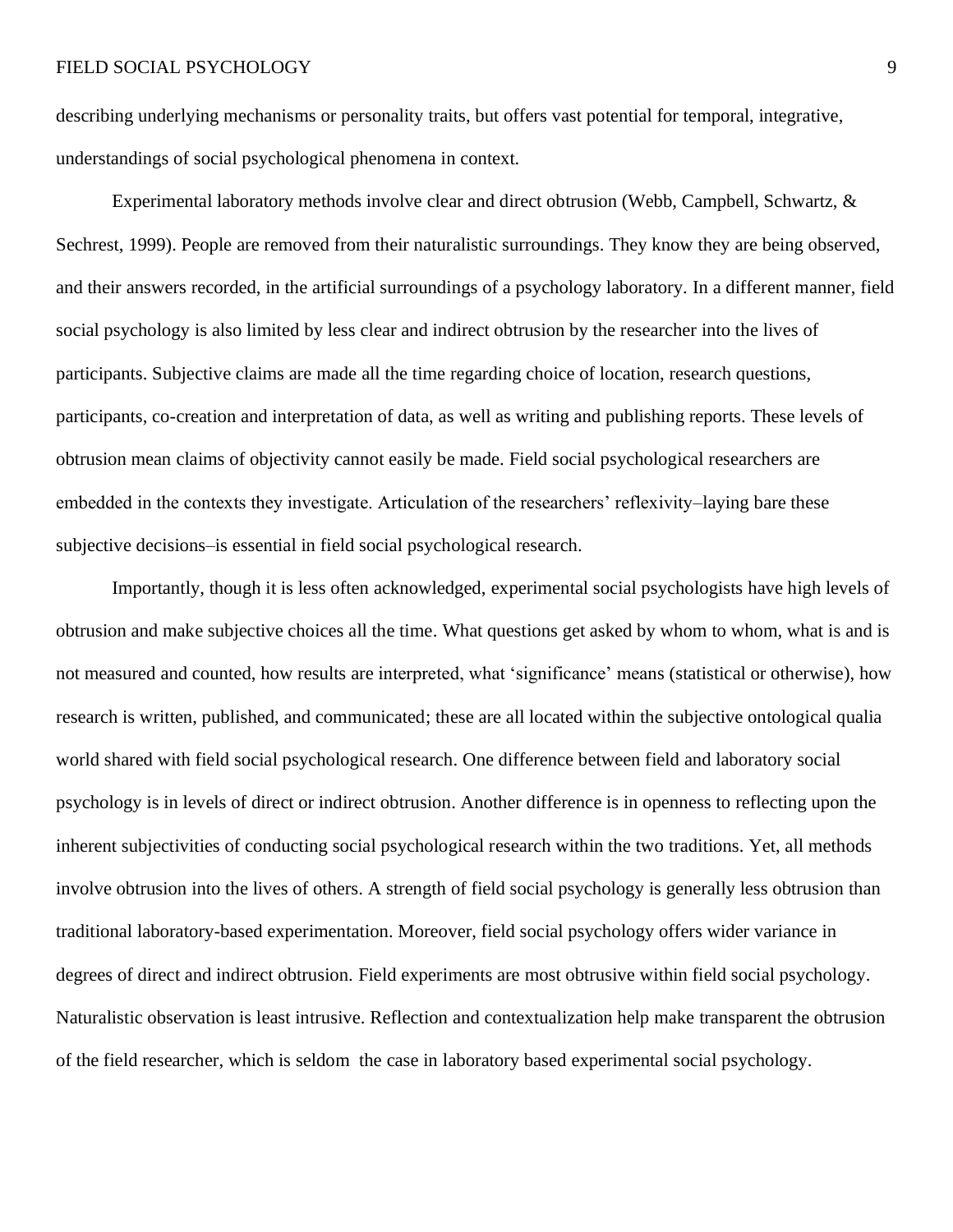describing underlying mechanisms or personality traits, but offers vast potential for temporal, integrative, understandings of social psychological phenomena in context.

Experimental laboratory methods involve clear and direct obtrusion (Webb, Campbell, Schwartz, & Sechrest, 1999). People are removed from their naturalistic surroundings. They know they are being observed, and their answers recorded, in the artificial surroundings of a psychology laboratory. In a different manner, field social psychology is also limited by less clear and indirect obtrusion by the researcher into the lives of participants. Subjective claims are made all the time regarding choice of location, research questions, participants, co-creation and interpretation of data, as well as writing and publishing reports. These levels of obtrusion mean claims of objectivity cannot easily be made. Field social psychological researchers are embedded in the contexts they investigate. Articulation of the researchers' reflexivity–laying bare these subjective decisions–is essential in field social psychological research.

Importantly, though it is less often acknowledged, experimental social psychologists have high levels of obtrusion and make subjective choices all the time. What questions get asked by whom to whom, what is and is not measured and counted, how results are interpreted, what 'significance' means (statistical or otherwise), how research is written, published, and communicated; these are all located within the subjective ontological qualia world shared with field social psychological research. One difference between field and laboratory social psychology is in levels of direct or indirect obtrusion. Another difference is in openness to reflecting upon the inherent subjectivities of conducting social psychological research within the two traditions. Yet, all methods involve obtrusion into the lives of others. A strength of field social psychology is generally less obtrusion than traditional laboratory-based experimentation. Moreover, field social psychology offers wider variance in degrees of direct and indirect obtrusion. Field experiments are most obtrusive within field social psychology. Naturalistic observation is least intrusive. Reflection and contextualization help make transparent the obtrusion of the field researcher, which is seldom the case in laboratory based experimental social psychology.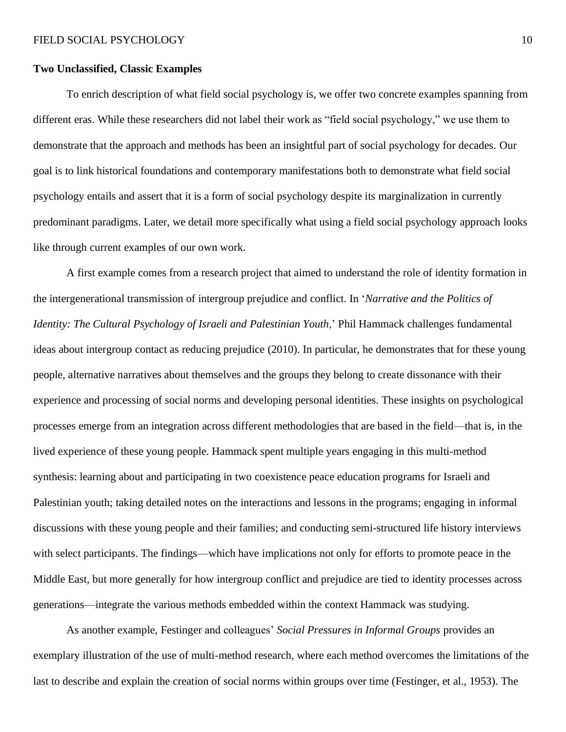**Two Unclassified, Classic Examples**

To enrich description of what field social psychology is, we offer two concrete examples spanning from different eras. While these researchers did not label their work as "field social psychology," we use them to demonstrate that the approach and methods has been an insightful part of social psychology for decades. Our goal is to link historical foundations and contemporary manifestations both to demonstrate what field social psychology entails and assert that it is a form of social psychology despite its marginalization in currently predominant paradigms. Later, we detail more specifically what using a field social psychology approach looks like through current examples of our own work.

A first example comes from a research project that aimed to understand the role of identity formation in the intergenerational transmission of intergroup prejudice and conflict. In '*Narrative and the Politics of Identity: The Cultural Psychology of Israeli and Palestinian Youth*,' Phil Hammack challenges fundamental ideas about intergroup contact as reducing prejudice (2010). In particular, he demonstrates that for these young people, alternative narratives about themselves and the groups they belong to create dissonance with their experience and processing of social norms and developing personal identities. These insights on psychological processes emerge from an integration across different methodologies that are based in the field—that is, in the lived experience of these young people. Hammack spent multiple years engaging in this multi-method synthesis: learning about and participating in two coexistence peace education programs for Israeli and Palestinian youth; taking detailed notes on the interactions and lessons in the programs; engaging in informal discussions with these young people and their families; and conducting semi-structured life history interviews with select participants. The findings—which have implications not only for efforts to promote peace in the Middle East, but more generally for how intergroup conflict and prejudice are tied to identity processes across generations—integrate the various methods embedded within the context Hammack was studying.

As another example, Festinger and colleagues' *Social Pressures in Informal Groups* provides an exemplary illustration of the use of multi-method research, where each method overcomes the limitations of the last to describe and explain the creation of social norms within groups over time (Festinger, et al., 1953). The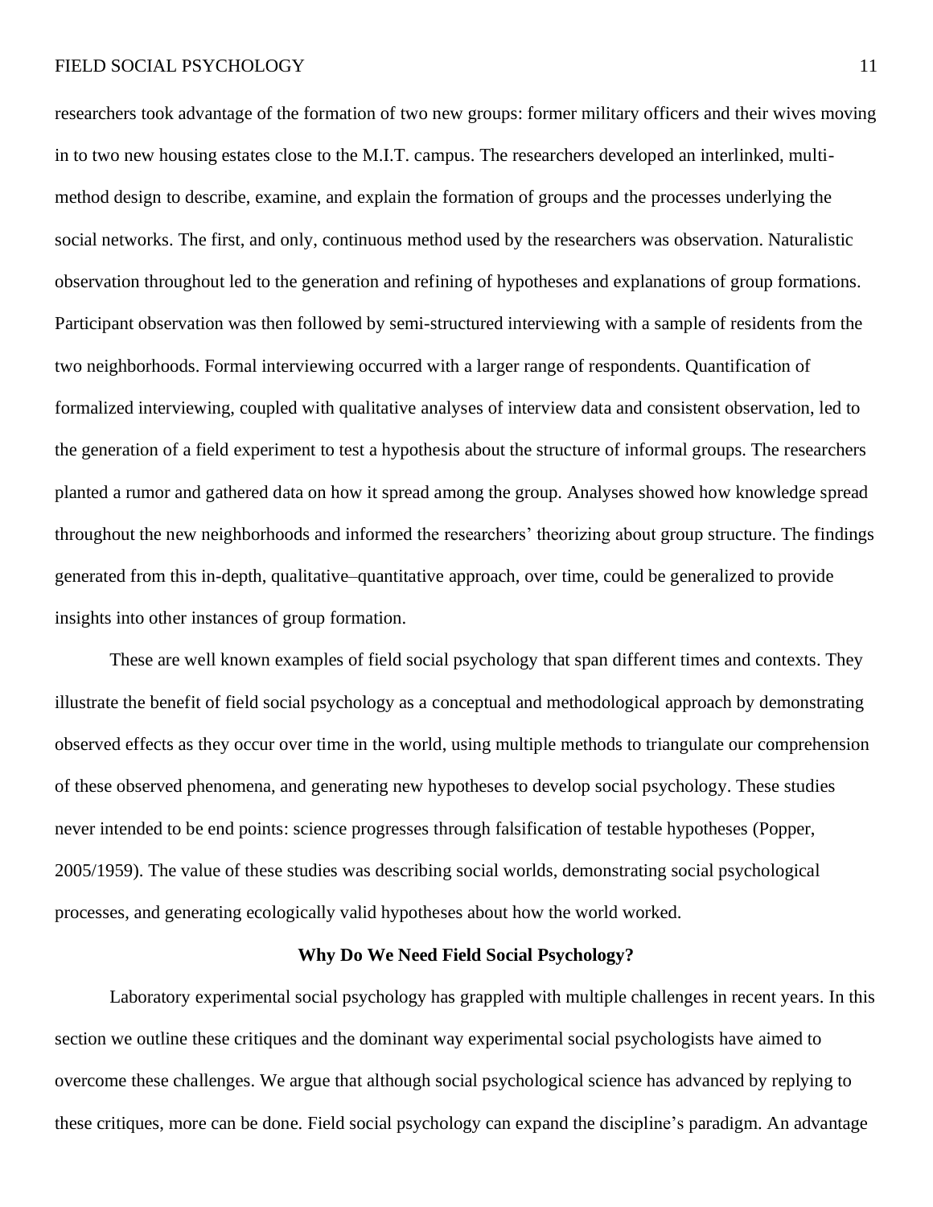researchers took advantage of the formation of two new groups: former military officers and their wives moving in to two new housing estates close to the M.I.T. campus. The researchers developed an interlinked, multi-method design to describe, examine, and explain the formation of groups and the processes underlying the social networks. The first, and only, continuous method used by the researchers was observation. Naturalistic observation throughout led to the generation and refining of hypotheses and explanations of group formations. Participant observation was then followed by semi-structured interviewing with a sample of residents from the two neighborhoods. Formal interviewing occurred with a larger range of respondents. Quantification of formalized interviewing, coupled with qualitative analyses of interview data and consistent observation, led to the generation of a field experiment to test a hypothesis about the structure of informal groups. The researchers planted a rumor and gathered data on how it spread among the group. Analyses showed how knowledge spread throughout the new neighborhoods and informed the researchers' theorizing about group structure. The findings generated from this in-depth, qualitative–quantitative approach, over time, could be generalized to provide insights into other instances of group formation.

These are well known examples of field social psychology that span different times and contexts. They illustrate the benefit of field social psychology as a conceptual and methodological approach by demonstrating observed effects as they occur over time in the world, using multiple methods to triangulate our comprehension of these observed phenomena, and generating new hypotheses to develop social psychology. These studies never intended to be end points: science progresses through falsification of testable hypotheses (Popper, 2005/1959). The value of these studies was describing social worlds, demonstrating social psychological processes, and generating ecologically valid hypotheses about how the world worked.

## Why Do We Need Field Social Psychology?

Laboratory experimental social psychology has grappled with multiple challenges in recent years. In this section we outline these critiques and the dominant way experimental social psychologists have aimed to overcome these challenges. We argue that although social psychological science has advanced by replying to these critiques, more can be done. Field social psychology can expand the discipline's paradigm. An advantage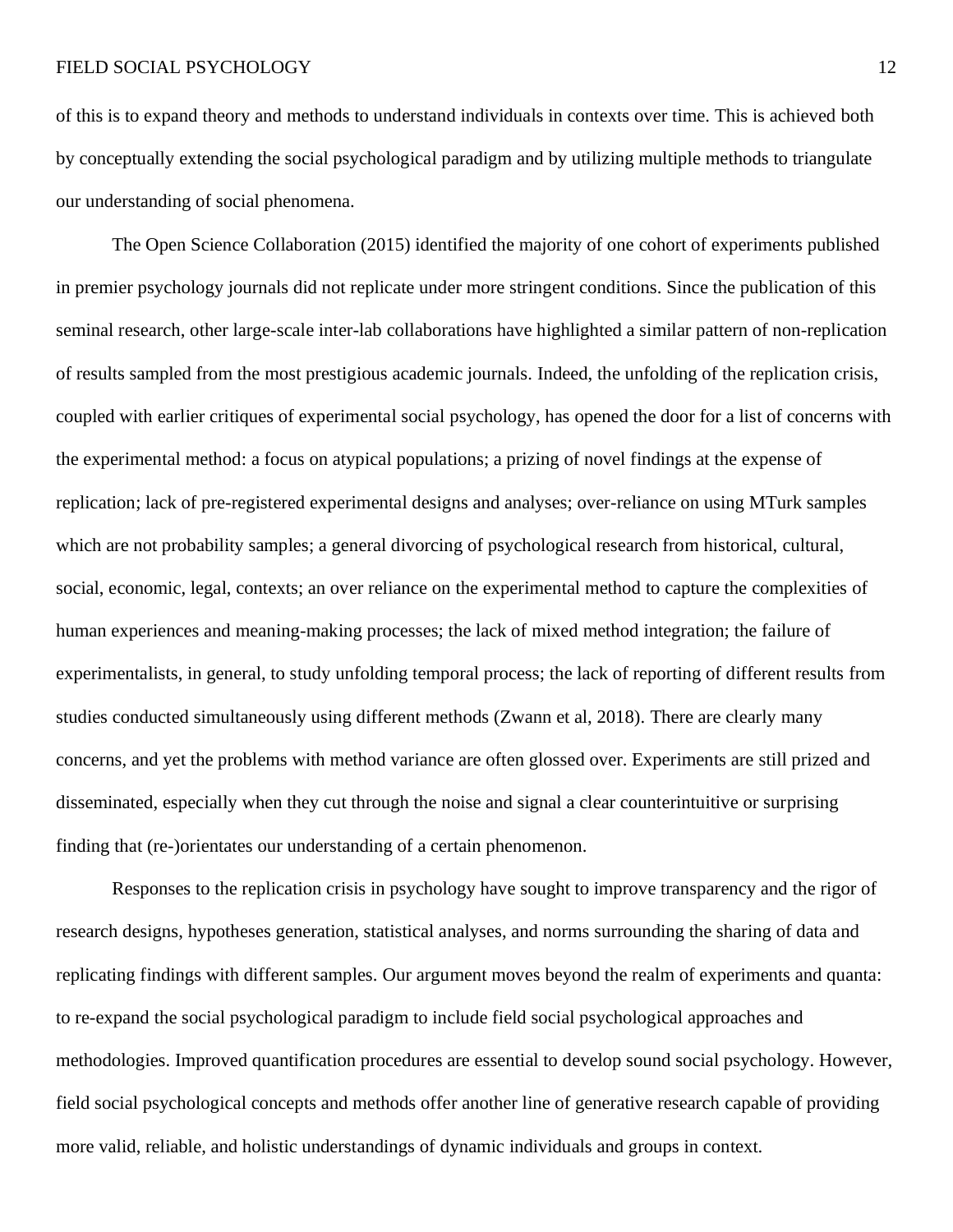of this is to expand theory and methods to understand individuals in contexts over time. This is achieved both by conceptually extending the social psychological paradigm and by utilizing multiple methods to triangulate our understanding of social phenomena.

The Open Science Collaboration (2015) identified the majority of one cohort of experiments published in premier psychology journals did not replicate under more stringent conditions. Since the publication of this seminal research, other large-scale inter-lab collaborations have highlighted a similar pattern of non-replication of results sampled from the most prestigious academic journals. Indeed, the unfolding of the replication crisis, coupled with earlier critiques of experimental social psychology, has opened the door for a list of concerns with the experimental method: a focus on atypical populations; a prizing of novel findings at the expense of replication; lack of pre-registered experimental designs and analyses; over-reliance on using MTurk samples which are not probability samples; a general divorcing of psychological research from historical, cultural, social, economic, legal, contexts; an over reliance on the experimental method to capture the complexities of human experiences and meaning-making processes; the lack of mixed method integration; the failure of experimentalists, in general, to study unfolding temporal process; the lack of reporting of different results from studies conducted simultaneously using different methods (Zwann et al, 2018). There are clearly many concerns, and yet the problems with method variance are often glossed over. Experiments are still prized and disseminated, especially when they cut through the noise and signal a clear counterintuitive or surprising finding that (re-)orientates our understanding of a certain phenomenon.

Responses to the replication crisis in psychology have sought to improve transparency and the rigor of research designs, hypotheses generation, statistical analyses, and norms surrounding the sharing of data and replicating findings with different samples. Our argument moves beyond the realm of experiments and quanta: to re-expand the social psychological paradigm to include field social psychological approaches and methodologies. Improved quantification procedures are essential to develop sound social psychology. However, field social psychological concepts and methods offer another line of generative research capable of providing more valid, reliable, and holistic understandings of dynamic individuals and groups in context.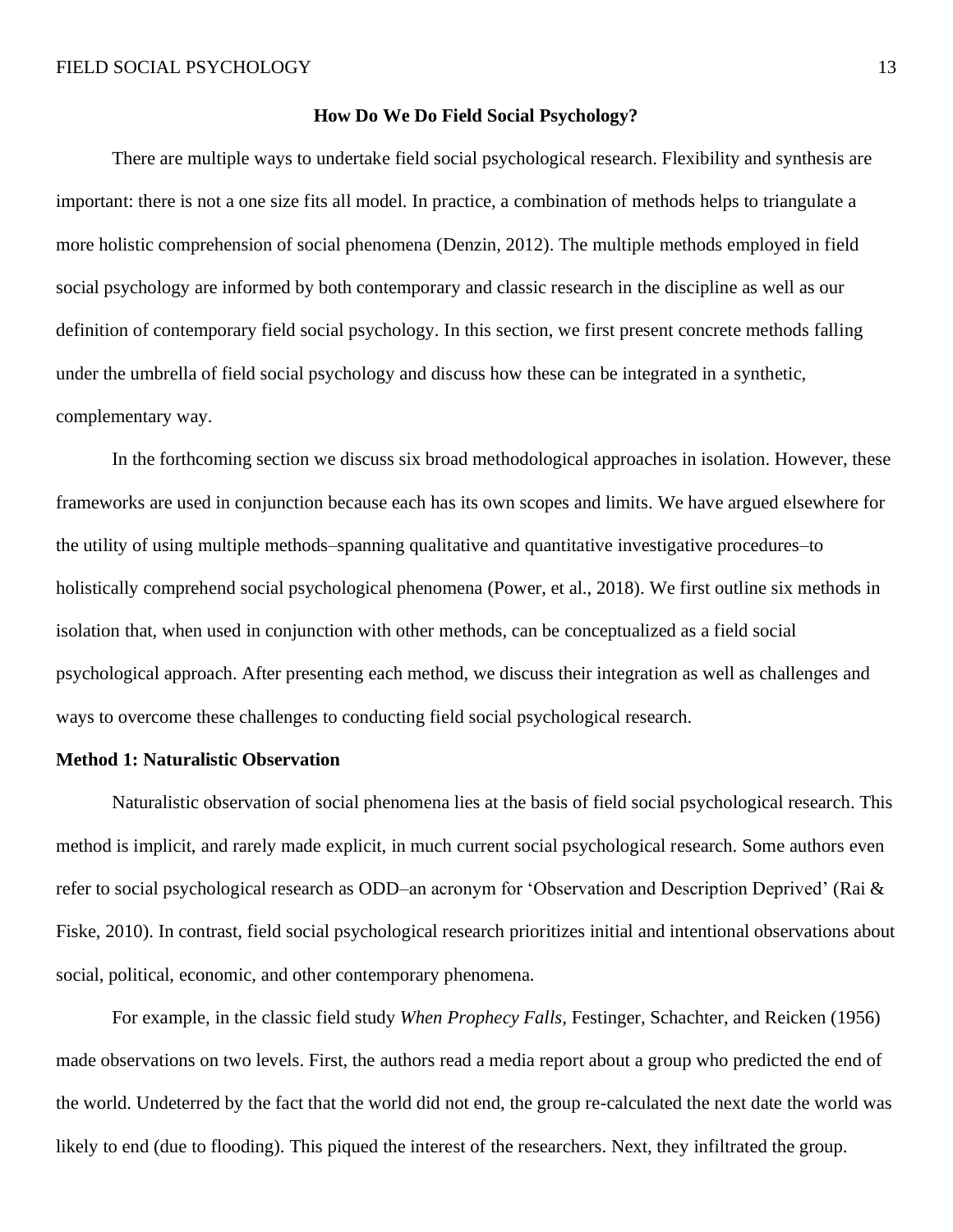## How Do We Do Field Social Psychology?

There are multiple ways to undertake field social psychological research. Flexibility and synthesis are important: there is not a one size fits all model. In practice, a combination of methods helps to triangulate a more holistic comprehension of social phenomena (Denzin, 2012). The multiple methods employed in field social psychology are informed by both contemporary and classic research in the discipline as well as our definition of contemporary field social psychology. In this section, we first present concrete methods falling under the umbrella of field social psychology and discuss how these can be integrated in a synthetic, complementary way.

In the forthcoming section we discuss six broad methodological approaches in isolation. However, these frameworks are used in conjunction because each has its own scopes and limits. We have argued elsewhere for the utility of using multiple methods–spanning qualitative and quantitative investigative procedures–to holistically comprehend social psychological phenomena (Power, et al., 2018). We first outline six methods in isolation that, when used in conjunction with other methods, can be conceptualized as a field social psychological approach. After presenting each method, we discuss their integration as well as challenges and ways to overcome these challenges to conducting field social psychological research.

### Method 1: Naturalistic Observation

Naturalistic observation of social phenomena lies at the basis of field social psychological research. This method is implicit, and rarely made explicit, in much current social psychological research. Some authors even refer to social psychological research as ODD–an acronym for 'Observation and Description Deprived' (Rai & Fiske, 2010). In contrast, field social psychological research prioritizes initial and intentional observations about social, political, economic, and other contemporary phenomena.

For example, in the classic field study *When Prophecy Falls,* Festinger, Schachter, and Reicken (1956) made observations on two levels. First, the authors read a media report about a group who predicted the end of the world. Undeterred by the fact that the world did not end, the group re-calculated the next date the world was likely to end (due to flooding). This piqued the interest of the researchers. Next, they infiltrated the group.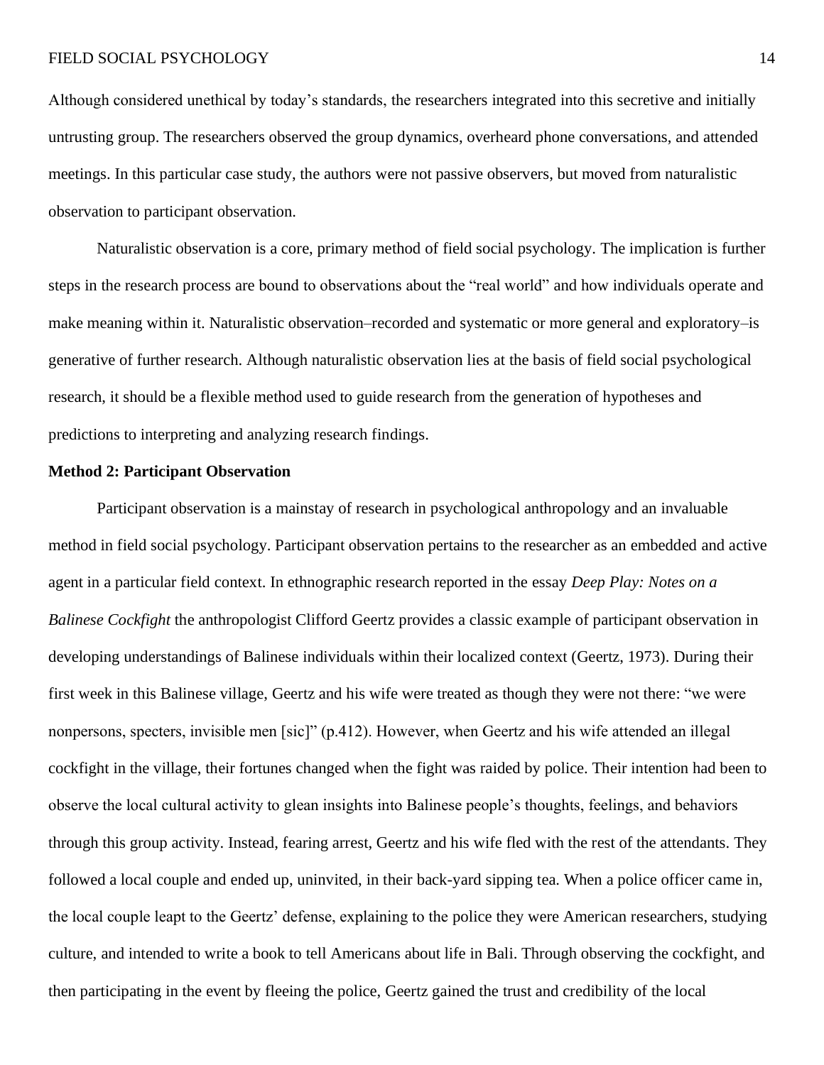Although considered unethical by today's standards, the researchers integrated into this secretive and initially untrusting group. The researchers observed the group dynamics, overheard phone conversations, and attended meetings. In this particular case study, the authors were not passive observers, but moved from naturalistic observation to participant observation.

Naturalistic observation is a core, primary method of field social psychology. The implication is further steps in the research process are bound to observations about the "real world" and how individuals operate and make meaning within it. Naturalistic observation–recorded and systematic or more general and exploratory–is generative of further research. Although naturalistic observation lies at the basis of field social psychological research, it should be a flexible method used to guide research from the generation of hypotheses and predictions to interpreting and analyzing research findings.

**Method 2: Participant Observation**

Participant observation is a mainstay of research in psychological anthropology and an invaluable method in field social psychology. Participant observation pertains to the researcher as an embedded and active agent in a particular field context. In ethnographic research reported in the essay *Deep Play: Notes on a Balinese Cockfight* the anthropologist Clifford Geertz provides a classic example of participant observation in developing understandings of Balinese individuals within their localized context (Geertz, 1973). During their first week in this Balinese village, Geertz and his wife were treated as though they were not there: "we were nonpersons, specters, invisible men [sic]" (p.412). However, when Geertz and his wife attended an illegal cockfight in the village, their fortunes changed when the fight was raided by police. Their intention had been to observe the local cultural activity to glean insights into Balinese people's thoughts, feelings, and behaviors through this group activity. Instead, fearing arrest, Geertz and his wife fled with the rest of the attendants. They followed a local couple and ended up, uninvited, in their back-yard sipping tea. When a police officer came in, the local couple leapt to the Geertz' defense, explaining to the police they were American researchers, studying culture, and intended to write a book to tell Americans about life in Bali. Through observing the cockfight, and then participating in the event by fleeing the police, Geertz gained the trust and credibility of the local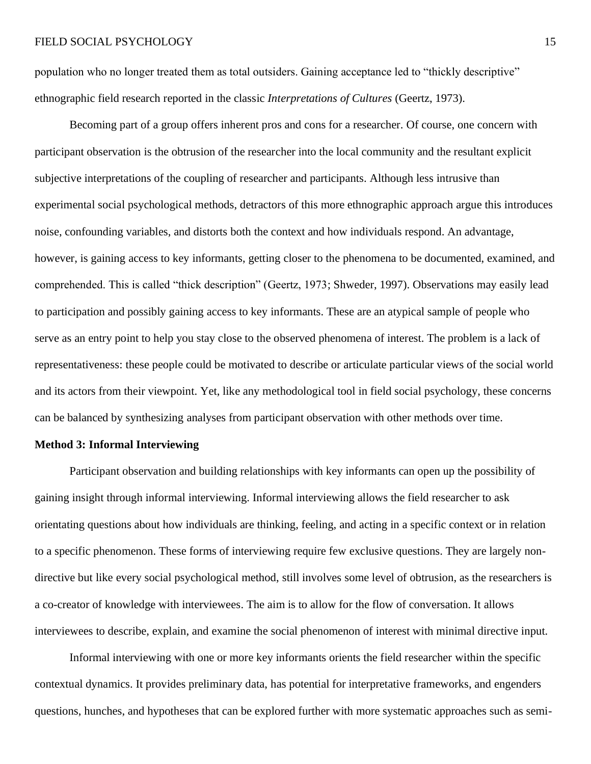population who no longer treated them as total outsiders. Gaining acceptance led to "thickly descriptive" ethnographic field research reported in the classic *Interpretations of Cultures* (Geertz, 1973).

Becoming part of a group offers inherent pros and cons for a researcher. Of course, one concern with participant observation is the obtrusion of the researcher into the local community and the resultant explicit subjective interpretations of the coupling of researcher and participants. Although less intrusive than experimental social psychological methods, detractors of this more ethnographic approach argue this introduces noise, confounding variables, and distorts both the context and how individuals respond. An advantage, however, is gaining access to key informants, getting closer to the phenomena to be documented, examined, and comprehended. This is called "thick description" (Geertz, 1973; Shweder, 1997). Observations may easily lead to participation and possibly gaining access to key informants. These are an atypical sample of people who serve as an entry point to help you stay close to the observed phenomena of interest. The problem is a lack of representativeness: these people could be motivated to describe or articulate particular views of the social world and its actors from their viewpoint. Yet, like any methodological tool in field social psychology, these concerns can be balanced by synthesizing analyses from participant observation with other methods over time.

**Method 3: Informal Interviewing**

Participant observation and building relationships with key informants can open up the possibility of gaining insight through informal interviewing. Informal interviewing allows the field researcher to ask orientating questions about how individuals are thinking, feeling, and acting in a specific context or in relation to a specific phenomenon. These forms of interviewing require few exclusive questions. They are largely non-directive but like every social psychological method, still involves some level of obtrusion, as the researchers is a co-creator of knowledge with interviewees. The aim is to allow for the flow of conversation. It allows interviewees to describe, explain, and examine the social phenomenon of interest with minimal directive input.

Informal interviewing with one or more key informants orients the field researcher within the specific contextual dynamics. It provides preliminary data, has potential for interpretative frameworks, and engenders questions, hunches, and hypotheses that can be explored further with more systematic approaches such as semi-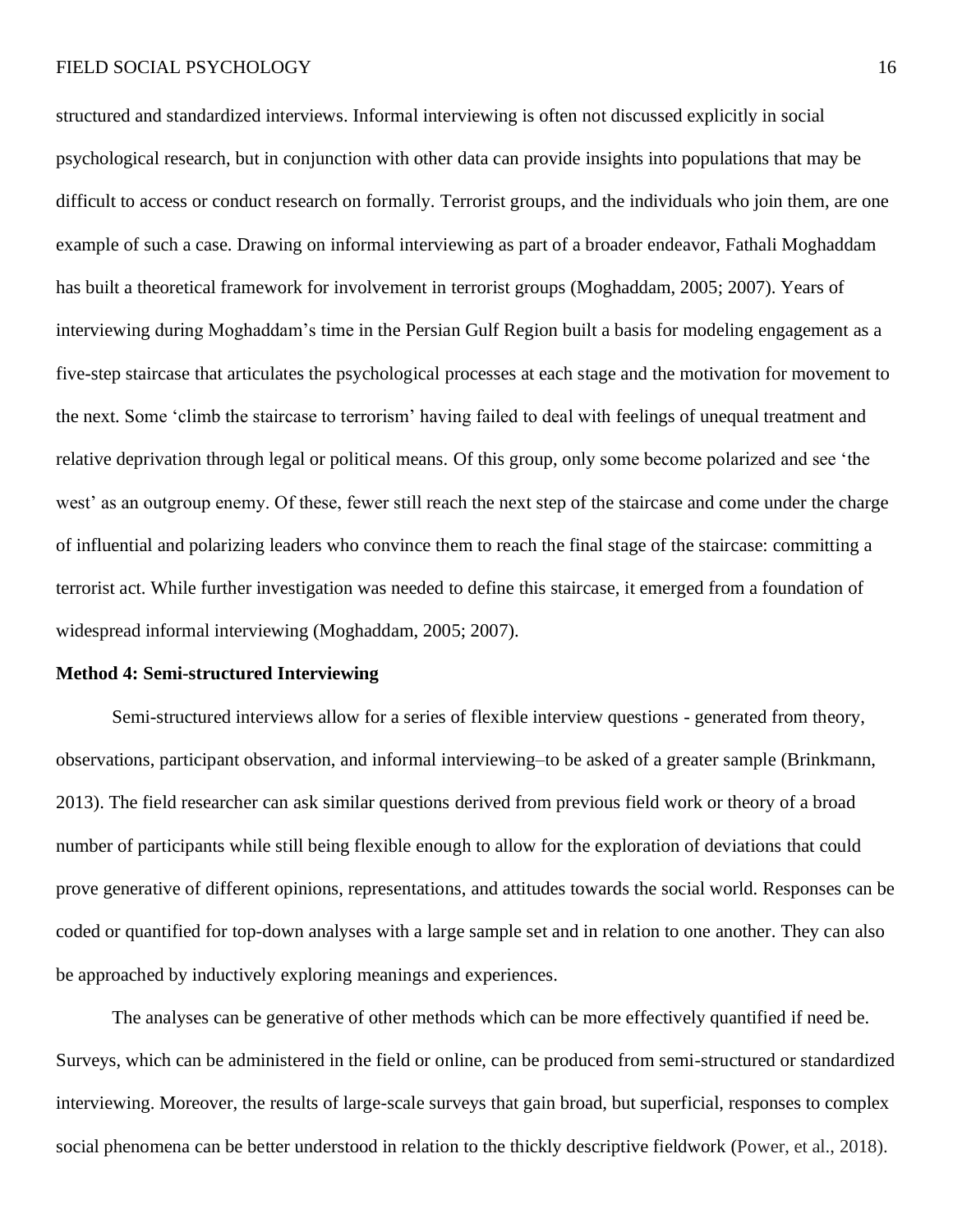structured and standardized interviews. Informal interviewing is often not discussed explicitly in social psychological research, but in conjunction with other data can provide insights into populations that may be difficult to access or conduct research on formally. Terrorist groups, and the individuals who join them, are one example of such a case. Drawing on informal interviewing as part of a broader endeavor, Fathali Moghaddam has built a theoretical framework for involvement in terrorist groups (Moghaddam, 2005; 2007). Years of interviewing during Moghaddam's time in the Persian Gulf Region built a basis for modeling engagement as a five-step staircase that articulates the psychological processes at each stage and the motivation for movement to the next. Some 'climb the staircase to terrorism' having failed to deal with feelings of unequal treatment and relative deprivation through legal or political means. Of this group, only some become polarized and see 'the west' as an outgroup enemy. Of these, fewer still reach the next step of the staircase and come under the charge of influential and polarizing leaders who convince them to reach the final stage of the staircase: committing a terrorist act. While further investigation was needed to define this staircase, it emerged from a foundation of widespread informal interviewing (Moghaddam, 2005; 2007).

**Method 4: Semi-structured Interviewing**

Semi-structured interviews allow for a series of flexible interview questions - generated from theory, observations, participant observation, and informal interviewing–to be asked of a greater sample (Brinkmann, 2013). The field researcher can ask similar questions derived from previous field work or theory of a broad number of participants while still being flexible enough to allow for the exploration of deviations that could prove generative of different opinions, representations, and attitudes towards the social world. Responses can be coded or quantified for top-down analyses with a large sample set and in relation to one another. They can also be approached by inductively exploring meanings and experiences.

The analyses can be generative of other methods which can be more effectively quantified if need be. Surveys, which can be administered in the field or online, can be produced from semi-structured or standardized interviewing. Moreover, the results of large-scale surveys that gain broad, but superficial, responses to complex social phenomena can be better understood in relation to the thickly descriptive fieldwork (Power, et al., 2018).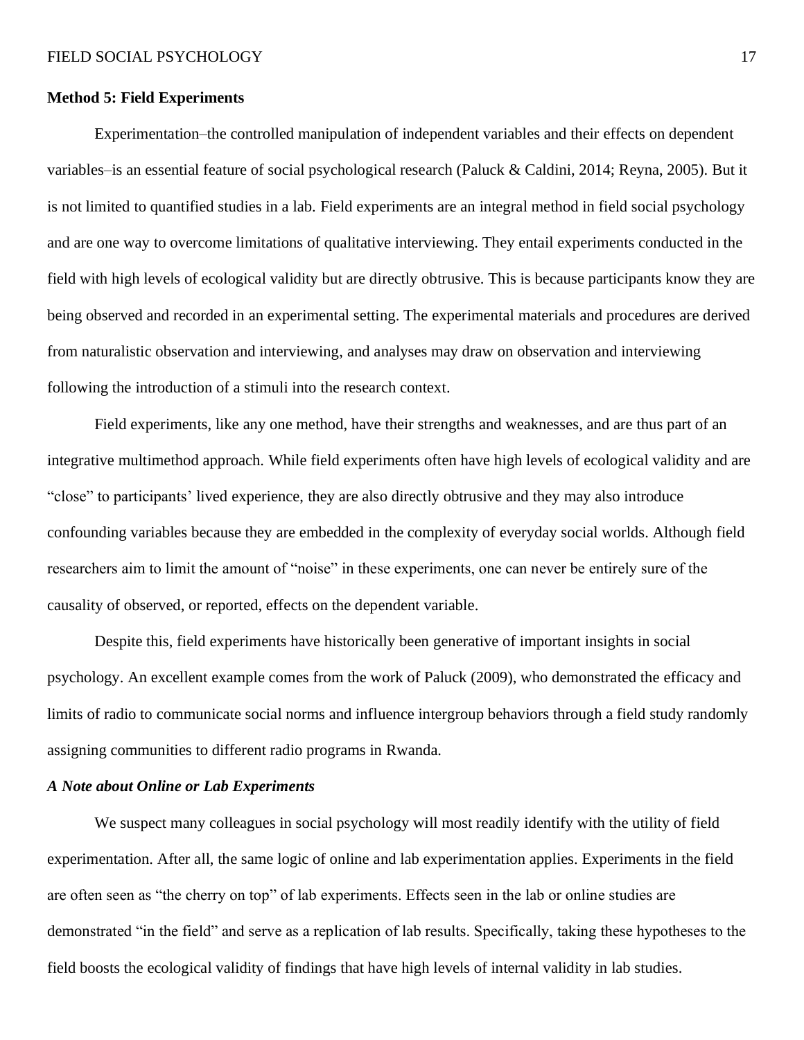**Method 5: Field Experiments**

Experimentation–the controlled manipulation of independent variables and their effects on dependent variables–is an essential feature of social psychological research (Paluck & Caldini, 2014; Reyna, 2005). But it is not limited to quantified studies in a lab. Field experiments are an integral method in field social psychology and are one way to overcome limitations of qualitative interviewing. They entail experiments conducted in the field with high levels of ecological validity but are directly obtrusive. This is because participants know they are being observed and recorded in an experimental setting. The experimental materials and procedures are derived from naturalistic observation and interviewing, and analyses may draw on observation and interviewing following the introduction of a stimuli into the research context.

Field experiments, like any one method, have their strengths and weaknesses, and are thus part of an integrative multimethod approach. While field experiments often have high levels of ecological validity and are "close" to participants' lived experience, they are also directly obtrusive and they may also introduce confounding variables because they are embedded in the complexity of everyday social worlds. Although field researchers aim to limit the amount of "noise" in these experiments, one can never be entirely sure of the causality of observed, or reported, effects on the dependent variable.

Despite this, field experiments have historically been generative of important insights in social psychology. An excellent example comes from the work of Paluck (2009), who demonstrated the efficacy and limits of radio to communicate social norms and influence intergroup behaviors through a field study randomly assigning communities to different radio programs in Rwanda.

***A Note about Online or Lab Experiments***

We suspect many colleagues in social psychology will most readily identify with the utility of field experimentation. After all, the same logic of online and lab experimentation applies. Experiments in the field are often seen as "the cherry on top" of lab experiments. Effects seen in the lab or online studies are demonstrated "in the field" and serve as a replication of lab results. Specifically, taking these hypotheses to the field boosts the ecological validity of findings that have high levels of internal validity in lab studies.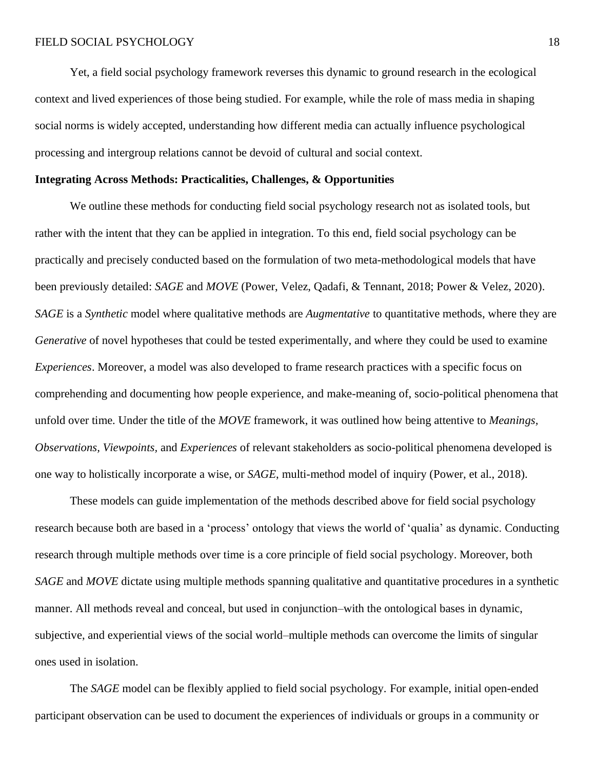Yet, a field social psychology framework reverses this dynamic to ground research in the ecological context and lived experiences of those being studied. For example, while the role of mass media in shaping social norms is widely accepted, understanding how different media can actually influence psychological processing and intergroup relations cannot be devoid of cultural and social context.

**Integrating Across Methods: Practicalities, Challenges, & Opportunities**

We outline these methods for conducting field social psychology research not as isolated tools, but rather with the intent that they can be applied in integration. To this end, field social psychology can be practically and precisely conducted based on the formulation of two meta-methodological models that have been previously detailed: *SAGE* and *MOVE* (Power, Velez, Qadafi, & Tennant, 2018; Power & Velez, 2020). *SAGE* is a *Synthetic* model where qualitative methods are *Augmentative* to quantitative methods, where they are *Generative* of novel hypotheses that could be tested experimentally, and where they could be used to examine *Experiences*. Moreover, a model was also developed to frame research practices with a specific focus on comprehending and documenting how people experience, and make-meaning of, socio-political phenomena that unfold over time. Under the title of the *MOVE* framework, it was outlined how being attentive to *Meanings*, *Observations*, *Viewpoints*, and *Experiences* of relevant stakeholders as socio-political phenomena developed is one way to holistically incorporate a wise, or *SAGE*, multi-method model of inquiry (Power, et al., 2018).

These models can guide implementation of the methods described above for field social psychology research because both are based in a 'process' ontology that views the world of 'qualia' as dynamic. Conducting research through multiple methods over time is a core principle of field social psychology. Moreover, both *SAGE* and *MOVE* dictate using multiple methods spanning qualitative and quantitative procedures in a synthetic manner. All methods reveal and conceal, but used in conjunction–with the ontological bases in dynamic, subjective, and experiential views of the social world–multiple methods can overcome the limits of singular ones used in isolation.

The *SAGE* model can be flexibly applied to field social psychology. For example, initial open-ended participant observation can be used to document the experiences of individuals or groups in a community or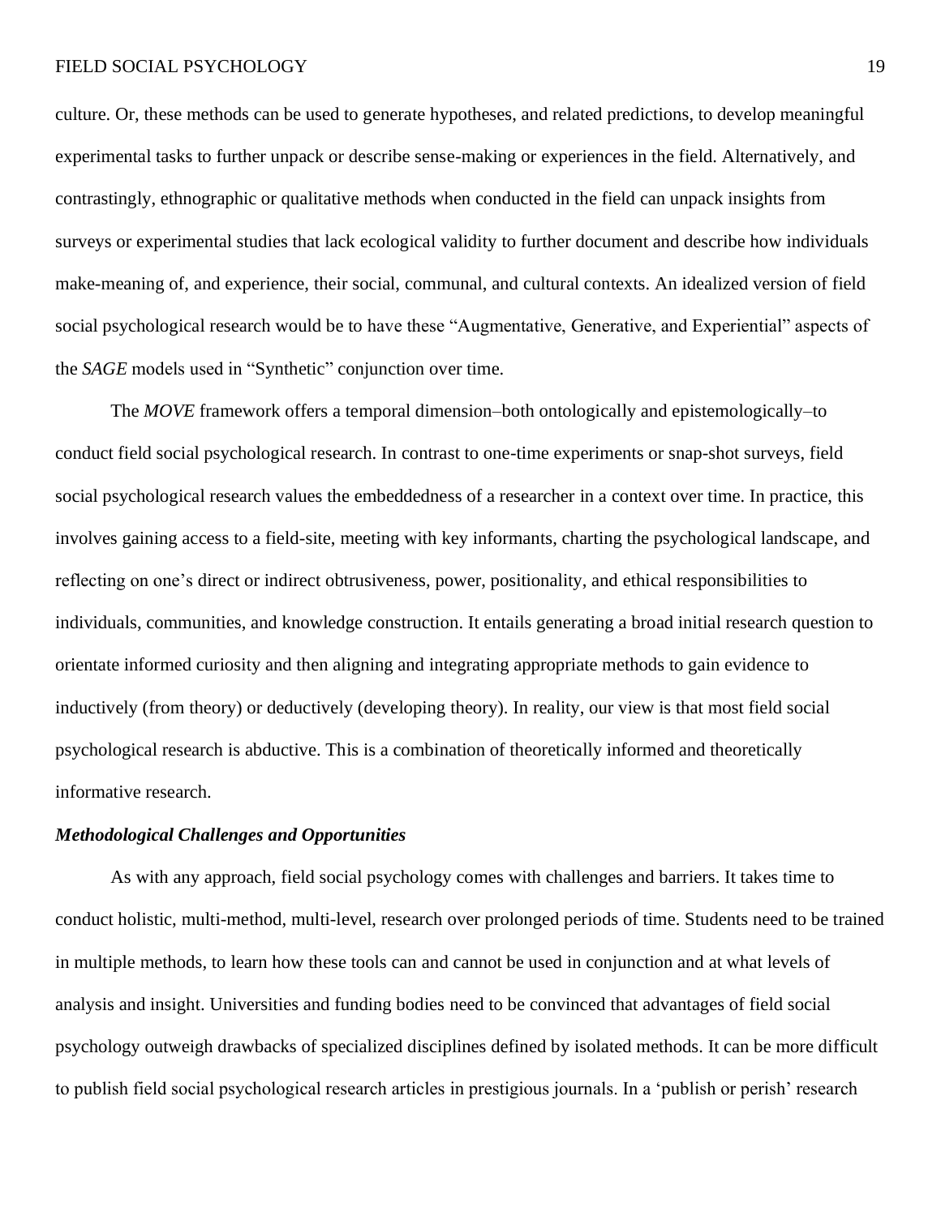culture. Or, these methods can be used to generate hypotheses, and related predictions, to develop meaningful experimental tasks to further unpack or describe sense-making or experiences in the field. Alternatively, and contrastingly, ethnographic or qualitative methods when conducted in the field can unpack insights from surveys or experimental studies that lack ecological validity to further document and describe how individuals make-meaning of, and experience, their social, communal, and cultural contexts. An idealized version of field social psychological research would be to have these "Augmentative, Generative, and Experiential" aspects of the *SAGE* models used in "Synthetic" conjunction over time.

The *MOVE* framework offers a temporal dimension–both ontologically and epistemologically–to conduct field social psychological research. In contrast to one-time experiments or snap-shot surveys, field social psychological research values the embeddedness of a researcher in a context over time. In practice, this involves gaining access to a field-site, meeting with key informants, charting the psychological landscape, and reflecting on one's direct or indirect obtrusiveness, power, positionality, and ethical responsibilities to individuals, communities, and knowledge construction. It entails generating a broad initial research question to orientate informed curiosity and then aligning and integrating appropriate methods to gain evidence to inductively (from theory) or deductively (developing theory). In reality, our view is that most field social psychological research is abductive. This is a combination of theoretically informed and theoretically informative research.

### *Methodological Challenges and Opportunities*

As with any approach, field social psychology comes with challenges and barriers. It takes time to conduct holistic, multi-method, multi-level, research over prolonged periods of time. Students need to be trained in multiple methods, to learn how these tools can and cannot be used in conjunction and at what levels of analysis and insight. Universities and funding bodies need to be convinced that advantages of field social psychology outweigh drawbacks of specialized disciplines defined by isolated methods. It can be more difficult to publish field social psychological research articles in prestigious journals. In a 'publish or perish' research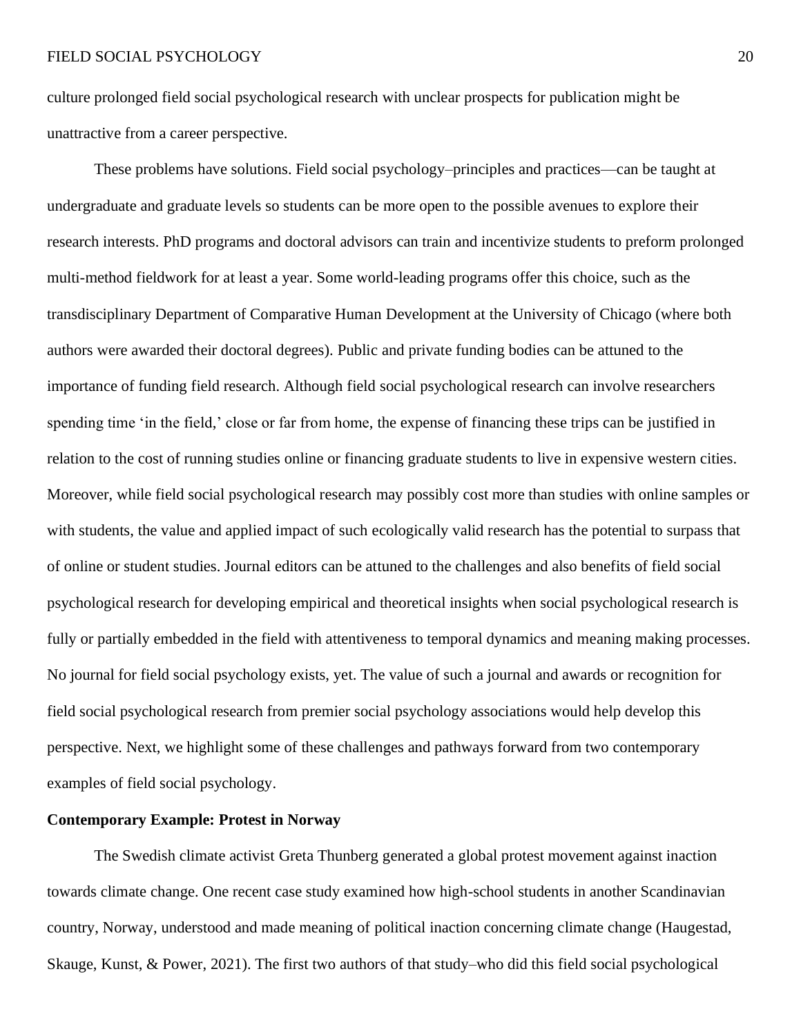culture prolonged field social psychological research with unclear prospects for publication might be unattractive from a career perspective.

These problems have solutions. Field social psychology–principles and practices—can be taught at undergraduate and graduate levels so students can be more open to the possible avenues to explore their research interests. PhD programs and doctoral advisors can train and incentivize students to preform prolonged multi-method fieldwork for at least a year. Some world-leading programs offer this choice, such as the transdisciplinary Department of Comparative Human Development at the University of Chicago (where both authors were awarded their doctoral degrees). Public and private funding bodies can be attuned to the importance of funding field research. Although field social psychological research can involve researchers spending time 'in the field,' close or far from home, the expense of financing these trips can be justified in relation to the cost of running studies online or financing graduate students to live in expensive western cities. Moreover, while field social psychological research may possibly cost more than studies with online samples or with students, the value and applied impact of such ecologically valid research has the potential to surpass that of online or student studies. Journal editors can be attuned to the challenges and also benefits of field social psychological research for developing empirical and theoretical insights when social psychological research is fully or partially embedded in the field with attentiveness to temporal dynamics and meaning making processes. No journal for field social psychology exists, yet. The value of such a journal and awards or recognition for field social psychological research from premier social psychology associations would help develop this perspective. Next, we highlight some of these challenges and pathways forward from two contemporary examples of field social psychology.

**Contemporary Example: Protest in Norway**

The Swedish climate activist Greta Thunberg generated a global protest movement against inaction towards climate change. One recent case study examined how high-school students in another Scandinavian country, Norway, understood and made meaning of political inaction concerning climate change (Haugestad, Skauge, Kunst, & Power, 2021). The first two authors of that study–who did this field social psychological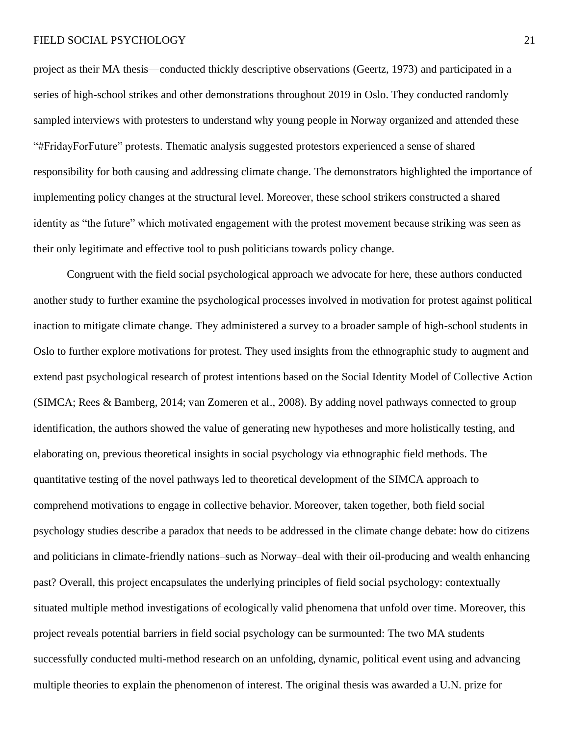project as their MA thesis—conducted thickly descriptive observations (Geertz, 1973) and participated in a series of high-school strikes and other demonstrations throughout 2019 in Oslo. They conducted randomly sampled interviews with protesters to understand why young people in Norway organized and attended these "#FridayForFuture" protests. Thematic analysis suggested protestors experienced a sense of shared responsibility for both causing and addressing climate change. The demonstrators highlighted the importance of implementing policy changes at the structural level. Moreover, these school strikers constructed a shared identity as "the future" which motivated engagement with the protest movement because striking was seen as their only legitimate and effective tool to push politicians towards policy change.

Congruent with the field social psychological approach we advocate for here, these authors conducted another study to further examine the psychological processes involved in motivation for protest against political inaction to mitigate climate change. They administered a survey to a broader sample of high-school students in Oslo to further explore motivations for protest. They used insights from the ethnographic study to augment and extend past psychological research of protest intentions based on the Social Identity Model of Collective Action (SIMCA; Rees & Bamberg, 2014; van Zomeren et al., 2008). By adding novel pathways connected to group identification, the authors showed the value of generating new hypotheses and more holistically testing, and elaborating on, previous theoretical insights in social psychology via ethnographic field methods. The quantitative testing of the novel pathways led to theoretical development of the SIMCA approach to comprehend motivations to engage in collective behavior. Moreover, taken together, both field social psychology studies describe a paradox that needs to be addressed in the climate change debate: how do citizens and politicians in climate-friendly nations–such as Norway–deal with their oil-producing and wealth enhancing past? Overall, this project encapsulates the underlying principles of field social psychology: contextually situated multiple method investigations of ecologically valid phenomena that unfold over time. Moreover, this project reveals potential barriers in field social psychology can be surmounted: The two MA students successfully conducted multi-method research on an unfolding, dynamic, political event using and advancing multiple theories to explain the phenomenon of interest. The original thesis was awarded a U.N. prize for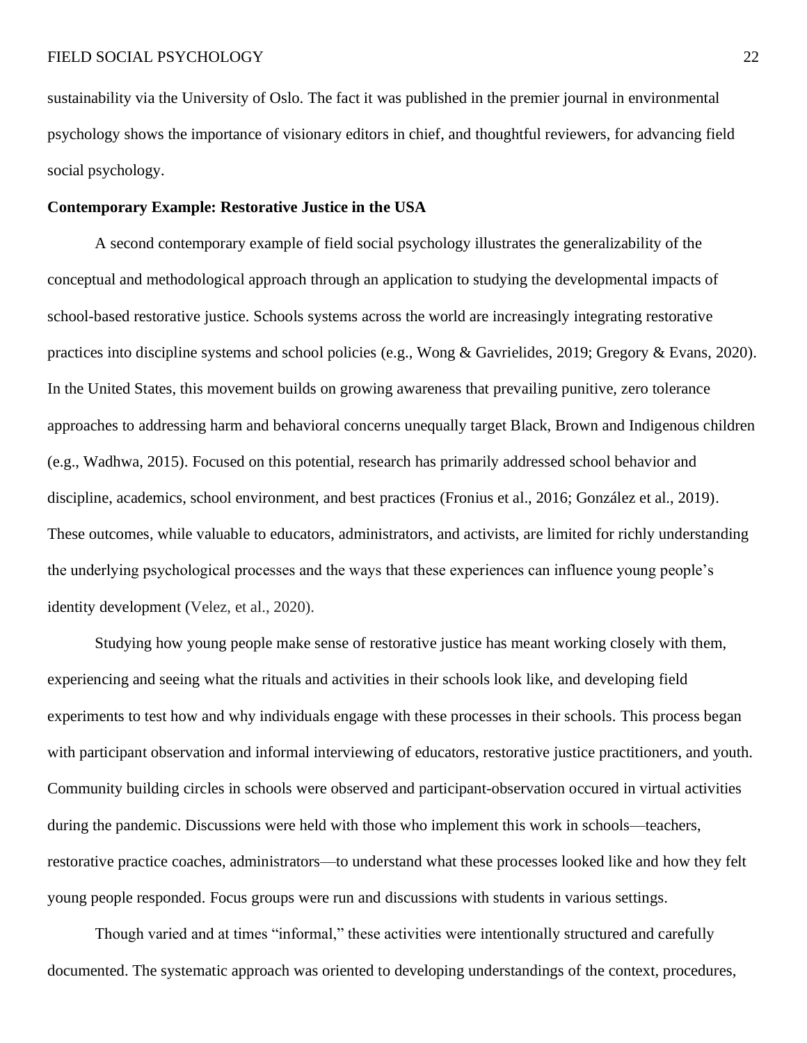sustainability via the University of Oslo. The fact it was published in the premier journal in environmental psychology shows the importance of visionary editors in chief, and thoughtful reviewers, for advancing field social psychology.

**Contemporary Example: Restorative Justice in the USA**

A second contemporary example of field social psychology illustrates the generalizability of the conceptual and methodological approach through an application to studying the developmental impacts of school-based restorative justice. Schools systems across the world are increasingly integrating restorative practices into discipline systems and school policies (e.g., Wong & Gavrielides, 2019; Gregory & Evans, 2020). In the United States, this movement builds on growing awareness that prevailing punitive, zero tolerance approaches to addressing harm and behavioral concerns unequally target Black, Brown and Indigenous children (e.g., Wadhwa, 2015). Focused on this potential, research has primarily addressed school behavior and discipline, academics, school environment, and best practices (Fronius et al., 2016; González et al., 2019). These outcomes, while valuable to educators, administrators, and activists, are limited for richly understanding the underlying psychological processes and the ways that these experiences can influence young people's identity development (Velez, et al., 2020).

Studying how young people make sense of restorative justice has meant working closely with them, experiencing and seeing what the rituals and activities in their schools look like, and developing field experiments to test how and why individuals engage with these processes in their schools. This process began with participant observation and informal interviewing of educators, restorative justice practitioners, and youth. Community building circles in schools were observed and participant-observation occured in virtual activities during the pandemic. Discussions were held with those who implement this work in schools—teachers, restorative practice coaches, administrators—to understand what these processes looked like and how they felt young people responded. Focus groups were run and discussions with students in various settings.

Though varied and at times "informal," these activities were intentionally structured and carefully documented. The systematic approach was oriented to developing understandings of the context, procedures,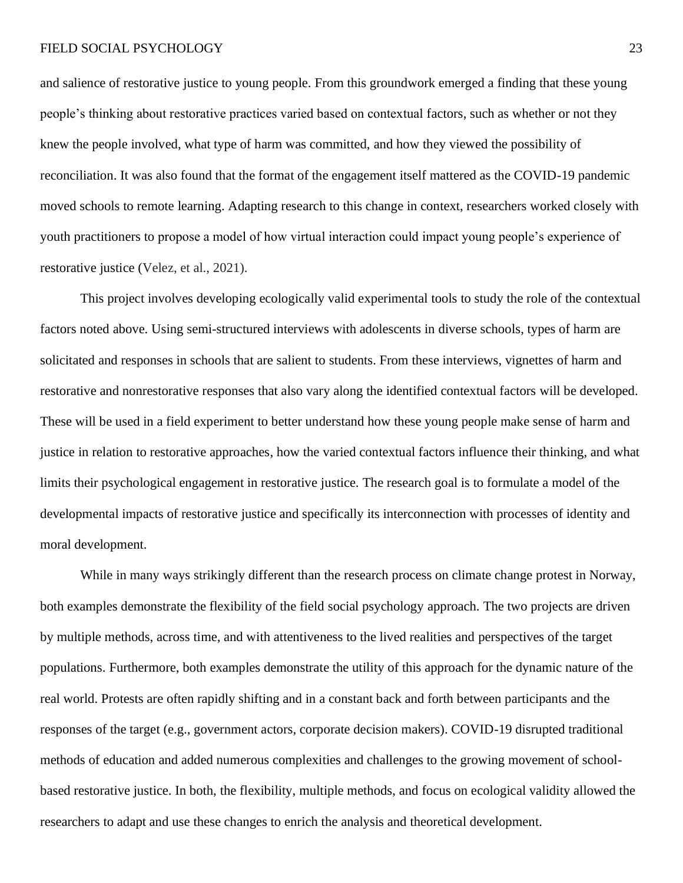and salience of restorative justice to young people. From this groundwork emerged a finding that these young people's thinking about restorative practices varied based on contextual factors, such as whether or not they knew the people involved, what type of harm was committed, and how they viewed the possibility of reconciliation. It was also found that the format of the engagement itself mattered as the COVID-19 pandemic moved schools to remote learning. Adapting research to this change in context, researchers worked closely with youth practitioners to propose a model of how virtual interaction could impact young people's experience of restorative justice (Velez, et al., 2021).

This project involves developing ecologically valid experimental tools to study the role of the contextual factors noted above. Using semi-structured interviews with adolescents in diverse schools, types of harm are solicitated and responses in schools that are salient to students. From these interviews, vignettes of harm and restorative and nonrestorative responses that also vary along the identified contextual factors will be developed. These will be used in a field experiment to better understand how these young people make sense of harm and justice in relation to restorative approaches, how the varied contextual factors influence their thinking, and what limits their psychological engagement in restorative justice. The research goal is to formulate a model of the developmental impacts of restorative justice and specifically its interconnection with processes of identity and moral development.

While in many ways strikingly different than the research process on climate change protest in Norway, both examples demonstrate the flexibility of the field social psychology approach. The two projects are driven by multiple methods, across time, and with attentiveness to the lived realities and perspectives of the target populations. Furthermore, both examples demonstrate the utility of this approach for the dynamic nature of the real world. Protests are often rapidly shifting and in a constant back and forth between participants and the responses of the target (e.g., government actors, corporate decision makers). COVID-19 disrupted traditional methods of education and added numerous complexities and challenges to the growing movement of school-based restorative justice. In both, the flexibility, multiple methods, and focus on ecological validity allowed the researchers to adapt and use these changes to enrich the analysis and theoretical development.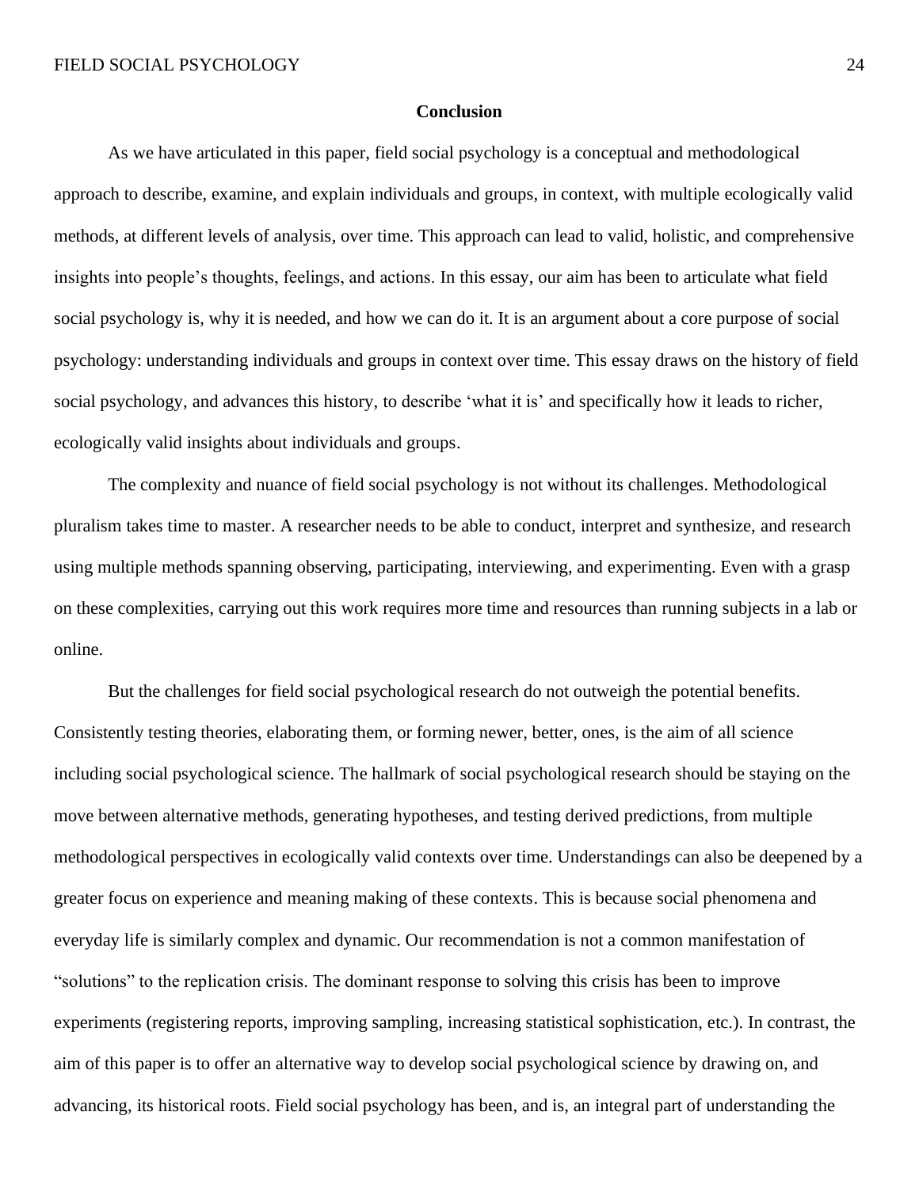## Conclusion

As we have articulated in this paper, field social psychology is a conceptual and methodological approach to describe, examine, and explain individuals and groups, in context, with multiple ecologically valid methods, at different levels of analysis, over time. This approach can lead to valid, holistic, and comprehensive insights into people's thoughts, feelings, and actions. In this essay, our aim has been to articulate what field social psychology is, why it is needed, and how we can do it. It is an argument about a core purpose of social psychology: understanding individuals and groups in context over time. This essay draws on the history of field social psychology, and advances this history, to describe 'what it is' and specifically how it leads to richer, ecologically valid insights about individuals and groups.

The complexity and nuance of field social psychology is not without its challenges. Methodological pluralism takes time to master. A researcher needs to be able to conduct, interpret and synthesize, and research using multiple methods spanning observing, participating, interviewing, and experimenting. Even with a grasp on these complexities, carrying out this work requires more time and resources than running subjects in a lab or online.

But the challenges for field social psychological research do not outweigh the potential benefits. Consistently testing theories, elaborating them, or forming newer, better, ones, is the aim of all science including social psychological science. The hallmark of social psychological research should be staying on the move between alternative methods, generating hypotheses, and testing derived predictions, from multiple methodological perspectives in ecologically valid contexts over time. Understandings can also be deepened by a greater focus on experience and meaning making of these contexts. This is because social phenomena and everyday life is similarly complex and dynamic. Our recommendation is not a common manifestation of "solutions" to the replication crisis. The dominant response to solving this crisis has been to improve experiments (registering reports, improving sampling, increasing statistical sophistication, etc.). In contrast, the aim of this paper is to offer an alternative way to develop social psychological science by drawing on, and advancing, its historical roots. Field social psychology has been, and is, an integral part of understanding the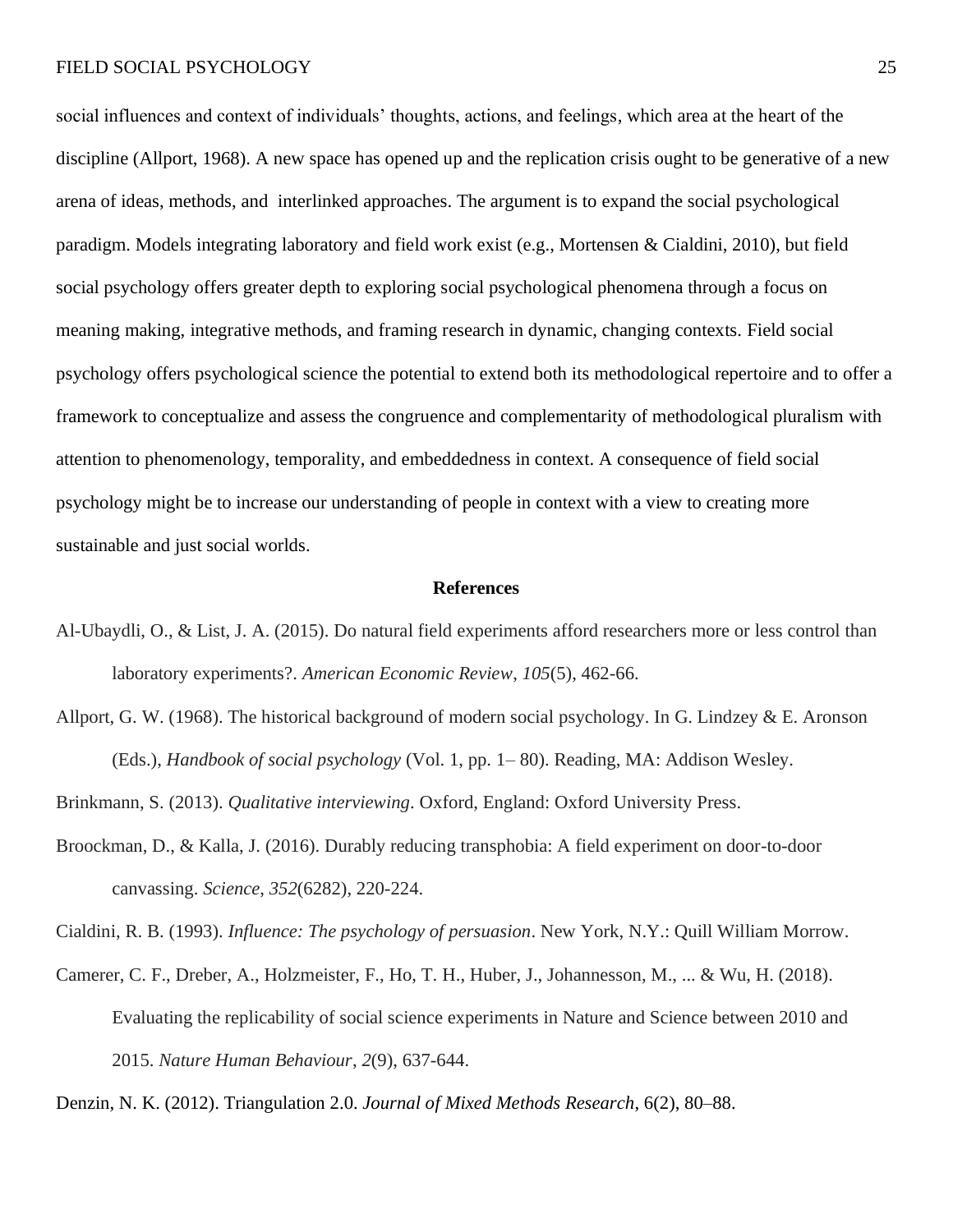social influences and context of individuals' thoughts, actions, and feelings, which area at the heart of the discipline (Allport, 1968). A new space has opened up and the replication crisis ought to be generative of a new arena of ideas, methods, and interlinked approaches. The argument is to expand the social psychological paradigm. Models integrating laboratory and field work exist (e.g., Mortensen & Cialdini, 2010), but field social psychology offers greater depth to exploring social psychological phenomena through a focus on meaning making, integrative methods, and framing research in dynamic, changing contexts. Field social psychology offers psychological science the potential to extend both its methodological repertoire and to offer a framework to conceptualize and assess the congruence and complementarity of methodological pluralism with attention to phenomenology, temporality, and embeddedness in context. A consequence of field social psychology might be to increase our understanding of people in context with a view to creating more sustainable and just social worlds.

## References

Al-Ubaydli, O., & List, J. A. (2015). Do natural field experiments afford researchers more or less control than laboratory experiments?. *American Economic Review*, *105*(5), 462-66.

Allport, G. W. (1968). The historical background of modern social psychology. In G. Lindzey & E. Aronson (Eds.), *Handbook of social psychology* (Vol. 1, pp. 1– 80). Reading, MA: Addison Wesley.

Brinkmann, S. (2013). *Qualitative interviewing*. Oxford, England: Oxford University Press.

Broockman, D., & Kalla, J. (2016). Durably reducing transphobia: A field experiment on door-to-door canvassing. *Science*, *352*(6282), 220-224.

Cialdini, R. B. (1993). *Influence: The psychology of persuasion*. New York, N.Y.: Quill William Morrow.

Camerer, C. F., Dreber, A., Holzmeister, F., Ho, T. H., Huber, J., Johannesson, M., ... & Wu, H. (2018). Evaluating the replicability of social science experiments in Nature and Science between 2010 and 2015. *Nature Human Behaviour*, *2*(9), 637-644.

Denzin, N. K. (2012). Triangulation 2.0. *Journal of Mixed Methods Research*, 6(2), 80–88.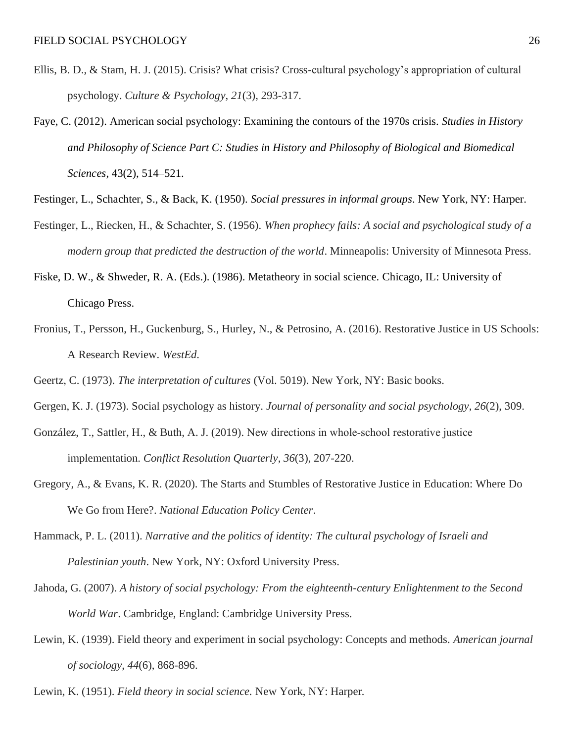Ellis, B. D., & Stam, H. J. (2015). Crisis? What crisis? Cross-cultural psychology's appropriation of cultural psychology. *Culture & Psychology*, *21*(3), 293-317.

Faye, C. (2012). American social psychology: Examining the contours of the 1970s crisis. *Studies in History and Philosophy of Science Part C: Studies in History and Philosophy of Biological and Biomedical Sciences*, 43(2), 514–521.

Festinger, L., Schachter, S., & Back, K. (1950). *Social pressures in informal groups*. New York, NY: Harper.

Festinger, L., Riecken, H., & Schachter, S. (1956). *When prophecy fails: A social and psychological study of a modern group that predicted the destruction of the world*. Minneapolis: University of Minnesota Press.

Fiske, D. W., & Shweder, R. A. (Eds.). (1986). Metatheory in social science. Chicago, IL: University of Chicago Press.

Fronius, T., Persson, H., Guckenburg, S., Hurley, N., & Petrosino, A. (2016). Restorative Justice in US Schools: A Research Review. *WestEd*.

Geertz, C. (1973). *The interpretation of cultures* (Vol. 5019). New York, NY: Basic books.

Gergen, K. J. (1973). Social psychology as history. *Journal of personality and social psychology*, *26*(2), 309.

González, T., Sattler, H., & Buth, A. J. (2019). New directions in whole-school restorative justice implementation. *Conflict Resolution Quarterly*, *36*(3), 207-220.

Gregory, A., & Evans, K. R. (2020). The Starts and Stumbles of Restorative Justice in Education: Where Do We Go from Here?. *National Education Policy Center*.

Hammack, P. L. (2011). *Narrative and the politics of identity: The cultural psychology of Israeli and Palestinian youth*. New York, NY: Oxford University Press.

Jahoda, G. (2007). *A history of social psychology: From the eighteenth-century Enlightenment to the Second World War*. Cambridge, England: Cambridge University Press.

Lewin, K. (1939). Field theory and experiment in social psychology: Concepts and methods. *American journal of sociology*, *44*(6), 868-896.

Lewin, K. (1951). *Field theory in social science.* New York, NY: Harper.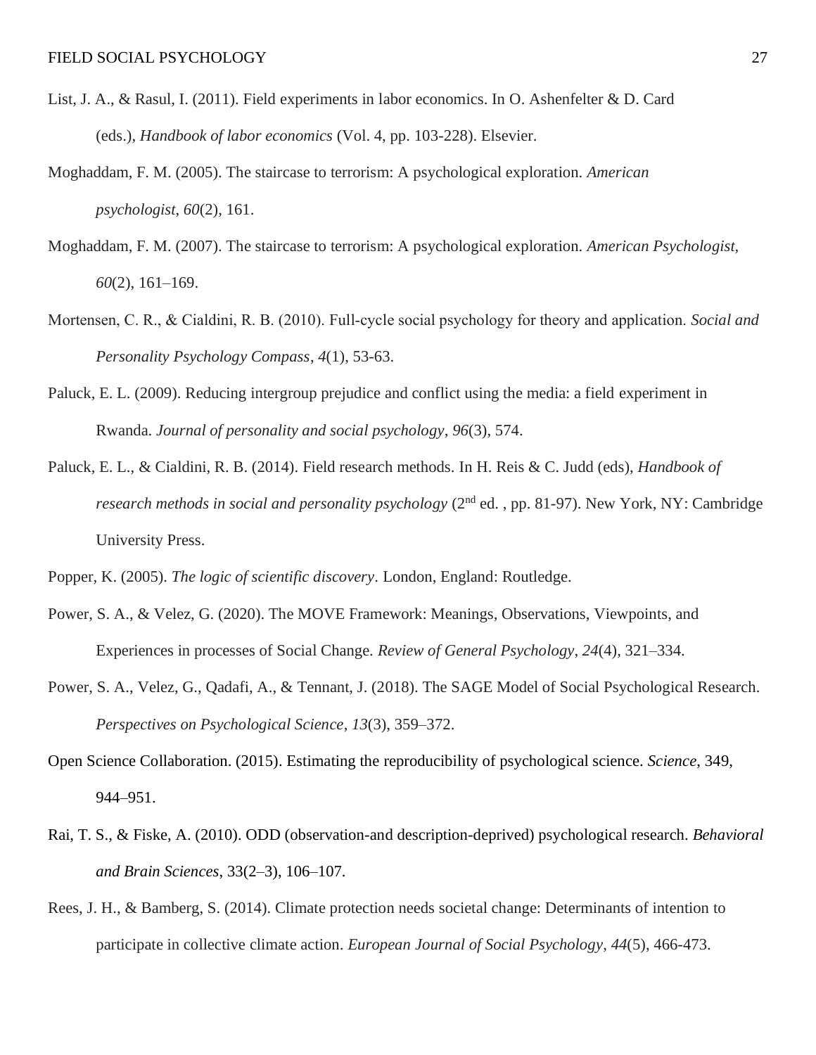List, J. A., & Rasul, I. (2011). Field experiments in labor economics. In O. Ashenfelter & D. Card (eds.), *Handbook of labor economics* (Vol. 4, pp. 103-228). Elsevier.

Moghaddam, F. M. (2005). The staircase to terrorism: A psychological exploration. *American psychologist*, *60*(2), 161.

Moghaddam, F. M. (2007). The staircase to terrorism: A psychological exploration. *American Psychologist, 60*(2), 161–169.

Mortensen, C. R., & Cialdini, R. B. (2010). Full‐cycle social psychology for theory and application. *Social and Personality Psychology Compass*, *4*(1), 53-63.

Paluck, E. L. (2009). Reducing intergroup prejudice and conflict using the media: a field experiment in Rwanda. *Journal of personality and social psychology*, *96*(3), 574.

Paluck, E. L., & Cialdini, R. B. (2014). Field research methods. In H. Reis & C. Judd (eds), *Handbook of research methods in social and personality psychology* (2nd ed. , pp. 81-97). New York, NY: Cambridge University Press.

Popper, K. (2005). *The logic of scientific discovery*. London, England: Routledge.

Power, S. A., & Velez, G. (2020). The MOVE Framework: Meanings, Observations, Viewpoints, and Experiences in processes of Social Change. *Review of General Psychology*, *24*(4), 321–334.

Power, S. A., Velez, G., Qadafi, A., & Tennant, J. (2018). The SAGE Model of Social Psychological Research. *Perspectives on Psychological Science*, *13*(3), 359–372.

Open Science Collaboration. (2015). Estimating the reproducibility of psychological science. *Science*, 349, 944–951.

Rai, T. S., & Fiske, A. (2010). ODD (observation-and description-deprived) psychological research. *Behavioral and Brain Sciences*, 33(2–3), 106–107.

Rees, J. H., & Bamberg, S. (2014). Climate protection needs societal change: Determinants of intention to participate in collective climate action. *European Journal of Social Psychology*, *44*(5), 466-473.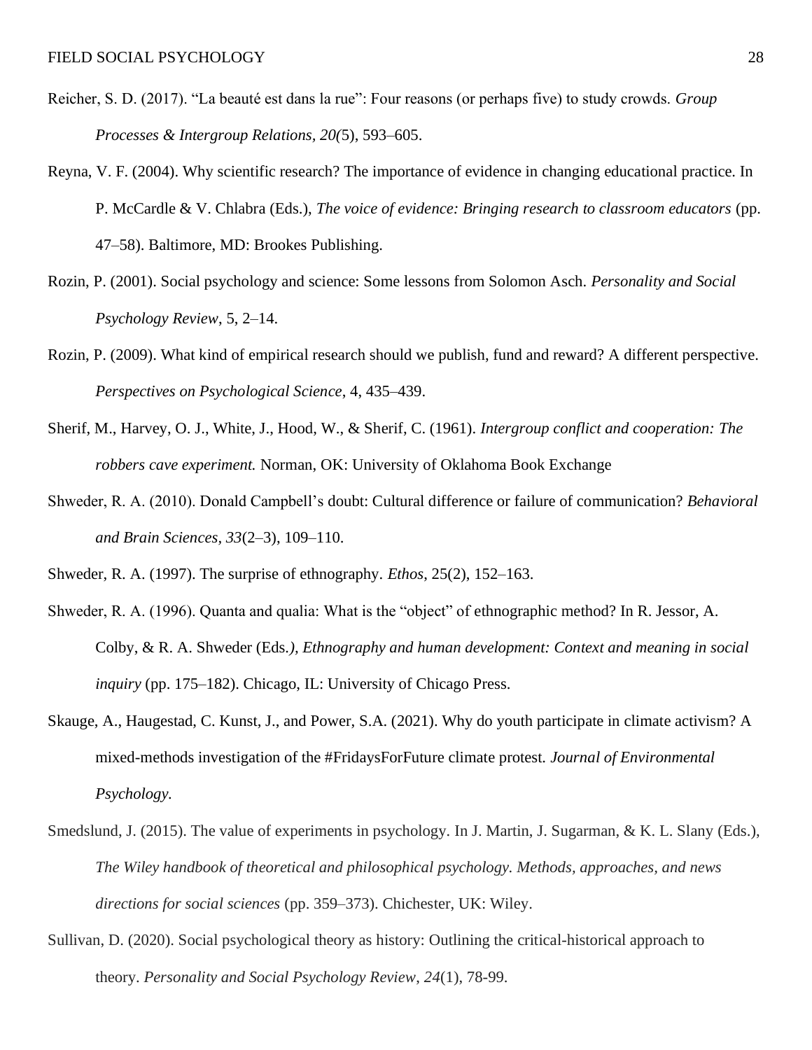Reicher, S. D. (2017). "La beauté est dans la rue": Four reasons (or perhaps five) to study crowds. *Group Processes & Intergroup Relations, 20(*5), 593–605.

Reyna, V. F. (2004). Why scientific research? The importance of evidence in changing educational practice. In P. McCardle & V. Chlabra (Eds.), *The voice of evidence: Bringing research to classroom educators* (pp. 47–58). Baltimore, MD: Brookes Publishing.

Rozin, P. (2001). Social psychology and science: Some lessons from Solomon Asch. *Personality and Social Psychology Review*, 5, 2–14.

Rozin, P. (2009). What kind of empirical research should we publish, fund and reward? A different perspective. *Perspectives on Psychological Science*, 4, 435–439.

Sherif, M., Harvey, O. J., White, J., Hood, W., & Sherif, C. (1961). *Intergroup conflict and cooperation: The robbers cave experiment.* Norman, OK: University of Oklahoma Book Exchange

Shweder, R. A. (2010). Donald Campbell's doubt: Cultural difference or failure of communication? *Behavioral and Brain Sciences, 33*(2–3), 109–110.

Shweder, R. A. (1997). The surprise of ethnography. *Ethos*, 25(2), 152–163.

Shweder, R. A. (1996). Quanta and qualia: What is the "object" of ethnographic method? In R. Jessor, A. Colby, & R. A. Shweder (Eds.*), Ethnography and human development: Context and meaning in social inquiry* (pp. 175–182). Chicago, IL: University of Chicago Press.

Skauge, A., Haugestad, C. Kunst, J., and Power, S.A. (2021). Why do youth participate in climate activism? A mixed-methods investigation of the #FridaysForFuture climate protest*. Journal of Environmental Psychology.*

Smedslund, J. (2015). The value of experiments in psychology. In J. Martin, J. Sugarman, & K. L. Slany (Eds.), *The Wiley handbook of theoretical and philosophical psychology. Methods, approaches, and news directions for social sciences* (pp. 359–373). Chichester, UK: Wiley.

Sullivan, D. (2020). Social psychological theory as history: Outlining the critical-historical approach to theory. *Personality and Social Psychology Review*, *24*(1), 78-99.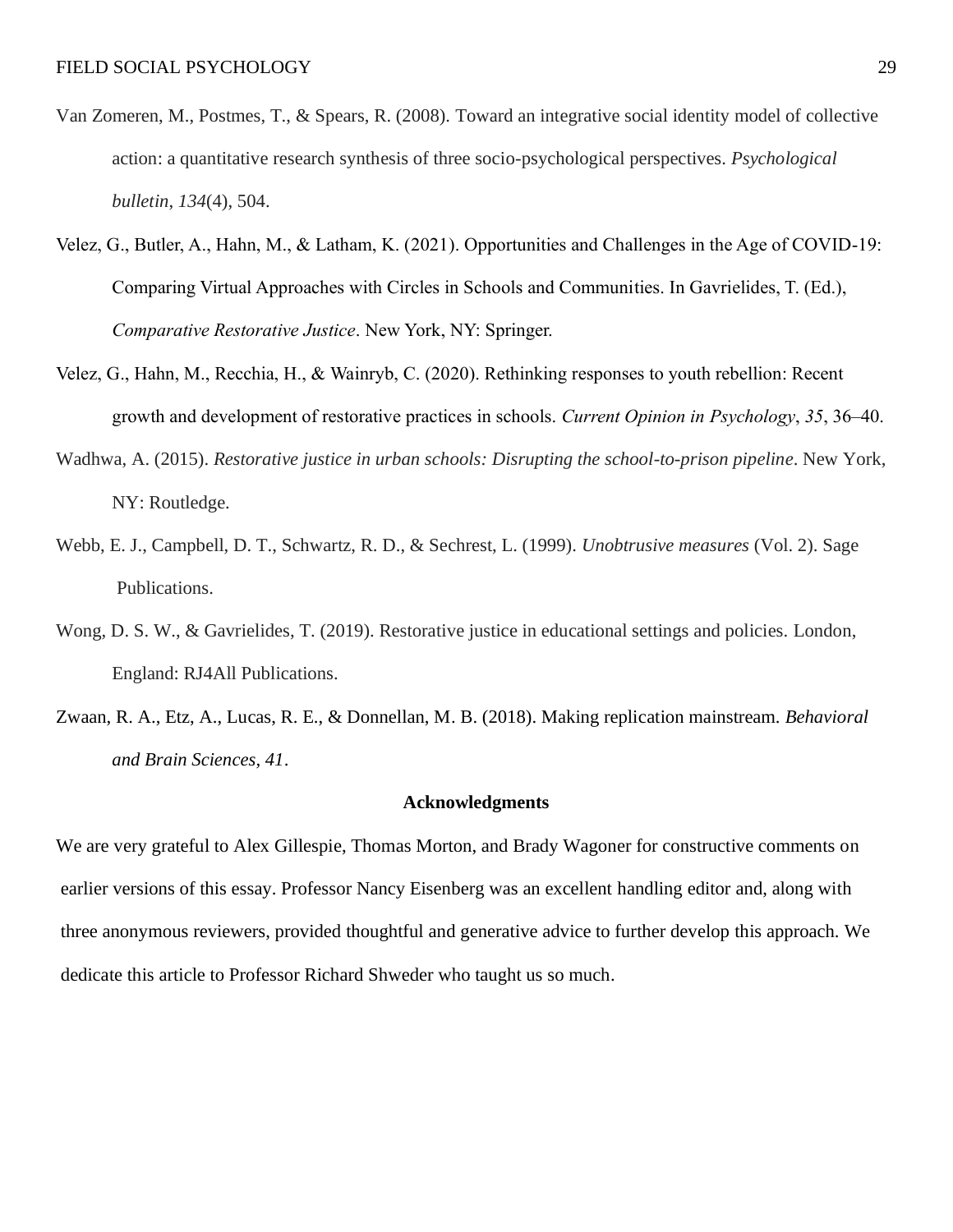Van Zomeren, M., Postmes, T., & Spears, R. (2008). Toward an integrative social identity model of collective action: a quantitative research synthesis of three socio-psychological perspectives. *Psychological bulletin*, *134*(4), 504.

Velez, G., Butler, A., Hahn, M., & Latham, K. (2021). Opportunities and Challenges in the Age of COVID-19: Comparing Virtual Approaches with Circles in Schools and Communities. In Gavrielides, T. (Ed.), *Comparative Restorative Justice*. New York, NY: Springer.

Velez, G., Hahn, M., Recchia, H., & Wainryb, C. (2020). Rethinking responses to youth rebellion: Recent growth and development of restorative practices in schools. *Current Opinion in Psychology*, *35*, 36–40.

Wadhwa, A. (2015). *Restorative justice in urban schools: Disrupting the school-to-prison pipeline*. New York, NY: Routledge.

Webb, E. J., Campbell, D. T., Schwartz, R. D., & Sechrest, L. (1999). *Unobtrusive measures* (Vol. 2). Sage Publications.

Wong, D. S. W., & Gavrielides, T. (2019). Restorative justice in educational settings and policies. London, England: RJ4All Publications.

Zwaan, R. A., Etz, A., Lucas, R. E., & Donnellan, M. B. (2018). Making replication mainstream. *Behavioral and Brain Sciences, 41*.

**Acknowledgments**

We are very grateful to Alex Gillespie, Thomas Morton, and Brady Wagoner for constructive comments on earlier versions of this essay. Professor Nancy Eisenberg was an excellent handling editor and, along with three anonymous reviewers, provided thoughtful and generative advice to further develop this approach. We dedicate this article to Professor Richard Shweder who taught us so much.